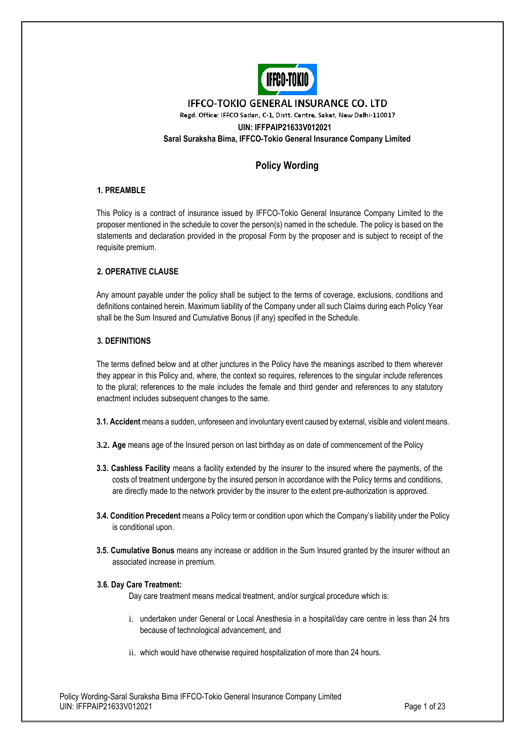# IFFCO-TOKIO GENERAL INSURANCE CO. LTD

Regd. Office: IFFCO Sadan, C-1, Distt. Centre, Saket, New Delhi-110017

**UIN: IFFPAIP21633V012021**

**Saral Suraksha Bima, IFFCO-Tokio General Insurance Company Limited**

## Policy Wording

### 1. PREAMBLE

This Policy is a contract of insurance issued by IFFCO-Tokio General Insurance Company Limited to the proposer mentioned in the schedule to cover the person(s) named in the schedule. The policy is based on the statements and declaration provided in the proposal Form by the proposer and is subject to receipt of the requisite premium.

### 2. OPERATIVE CLAUSE

Any amount payable under the policy shall be subject to the terms of coverage, exclusions, conditions and definitions contained herein. Maximum liability of the Company under all such Claims during each Policy Year shall be the Sum Insured and Cumulative Bonus (if any) specified in the Schedule.

### 3. DEFINITIONS

The terms defined below and at other junctures in the Policy have the meanings ascribed to them wherever they appear in this Policy and, where, the context so requires, references to the singular include references to the plural; references to the male includes the female and third gender and references to any statutory enactment includes subsequent changes to the same.

**3.1. Accident** means a sudden, unforeseen and involuntary event caused by external, visible and violent means.

**3.2. Age** means age of the Insured person on last birthday as on date of commencement of the Policy

**3.3. Cashless Facility** means a facility extended by the insurer to the insured where the payments, of the costs of treatment undergone by the insured person in accordance with the Policy terms and conditions, are directly made to the network provider by the insurer to the extent pre-authorization is approved.

**3.4. Condition Precedent** means a Policy term or condition upon which the Company's liability under the Policy is conditional upon.

**3.5. Cumulative Bonus** means any increase or addition in the Sum Insured granted by the insurer without an associated increase in premium.

**3.6. Day Care Treatment:**

Day care treatment means medical treatment, and/or surgical procedure which is:

i. undertaken under General or Local Anesthesia in a hospital/day care centre in less than 24 hrs because of technological advancement, and

ii. which would have otherwise required hospitalization of more than 24 hours.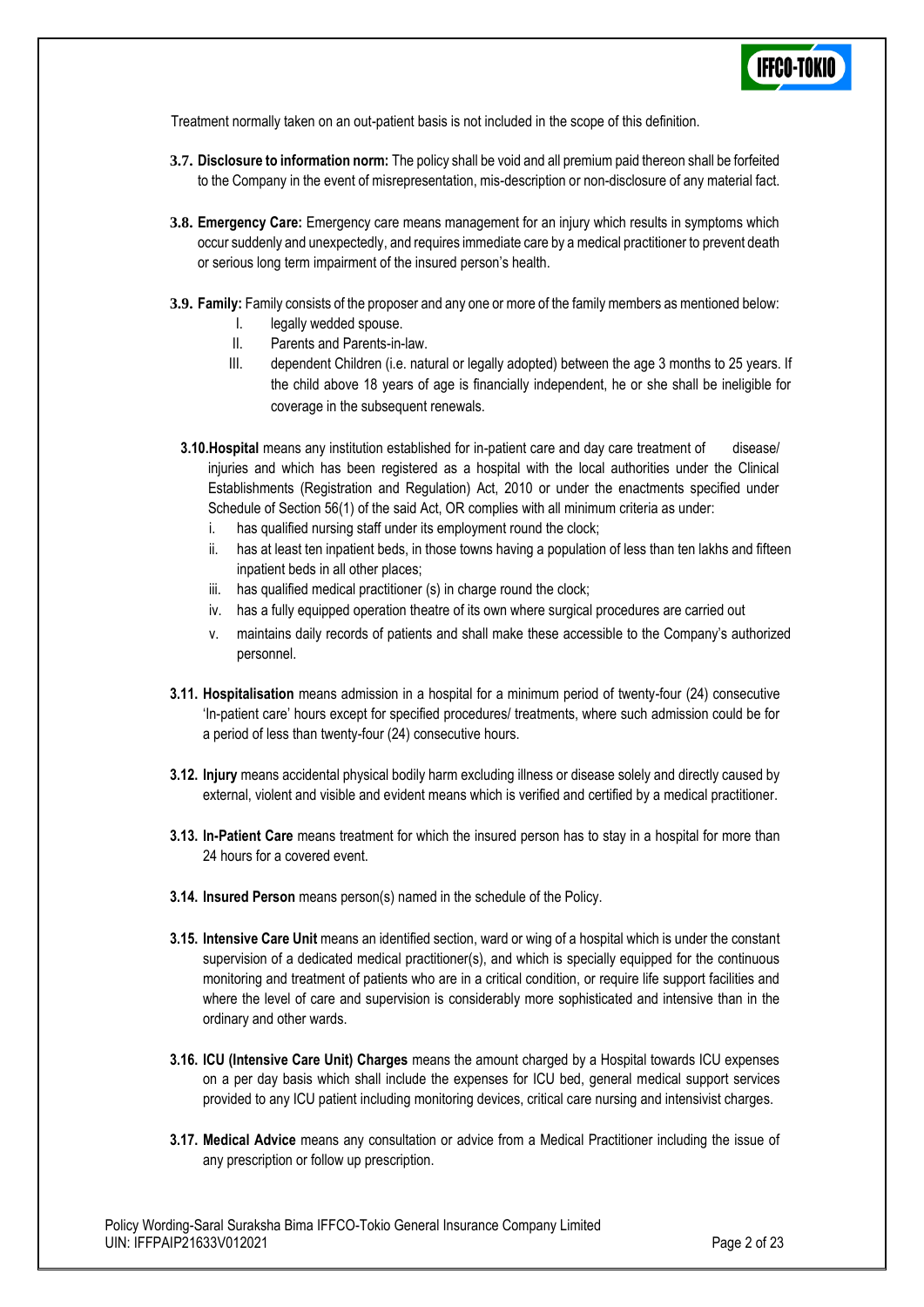Treatment normally taken on an out-patient basis is not included in the scope of this definition.

**3.7. Disclosure to information norm:** The policy shall be void and all premium paid thereon shall be forfeited to the Company in the event of misrepresentation, mis-description or non-disclosure of any material fact.

**3.8. Emergency Care:** Emergency care means management for an injury which results in symptoms which occur suddenly and unexpectedly, and requires immediate care by a medical practitioner to prevent death or serious long term impairment of the insured person's health.

**3.9. Family:** Family consists of the proposer and any one or more of the family members as mentioned below:

I. legally wedded spouse.

II. Parents and Parents-in-law.

III. dependent Children (i.e. natural or legally adopted) between the age 3 months to 25 years. If the child above 18 years of age is financially independent, he or she shall be ineligible for coverage in the subsequent renewals.

**3.10. Hospital** means any institution established for in-patient care and day care treatment of disease/ injuries and which has been registered as a hospital with the local authorities under the Clinical Establishments (Registration and Regulation) Act, 2010 or under the enactments specified under Schedule of Section 56(1) of the said Act, OR complies with all minimum criteria as under:

i. has qualified nursing staff under its employment round the clock;

ii. has at least ten inpatient beds, in those towns having a population of less than ten lakhs and fifteen inpatient beds in all other places;

iii. has qualified medical practitioner (s) in charge round the clock;

iv. has a fully equipped operation theatre of its own where surgical procedures are carried out

v. maintains daily records of patients and shall make these accessible to the Company's authorized personnel.

**3.11. Hospitalisation** means admission in a hospital for a minimum period of twenty-four (24) consecutive 'In-patient care' hours except for specified procedures/ treatments, where such admission could be for a period of less than twenty-four (24) consecutive hours.

**3.12. Injury** means accidental physical bodily harm excluding illness or disease solely and directly caused by external, violent and visible and evident means which is verified and certified by a medical practitioner.

**3.13. In-Patient Care** means treatment for which the insured person has to stay in a hospital for more than 24 hours for a covered event.

**3.14. Insured Person** means person(s) named in the schedule of the Policy.

**3.15. Intensive Care Unit** means an identified section, ward or wing of a hospital which is under the constant supervision of a dedicated medical practitioner(s), and which is specially equipped for the continuous monitoring and treatment of patients who are in a critical condition, or require life support facilities and where the level of care and supervision is considerably more sophisticated and intensive than in the ordinary and other wards.

**3.16. ICU (Intensive Care Unit) Charges** means the amount charged by a Hospital towards ICU expenses on a per day basis which shall include the expenses for ICU bed, general medical support services provided to any ICU patient including monitoring devices, critical care nursing and intensivist charges.

**3.17. Medical Advice** means any consultation or advice from a Medical Practitioner including the issue of any prescription or follow up prescription.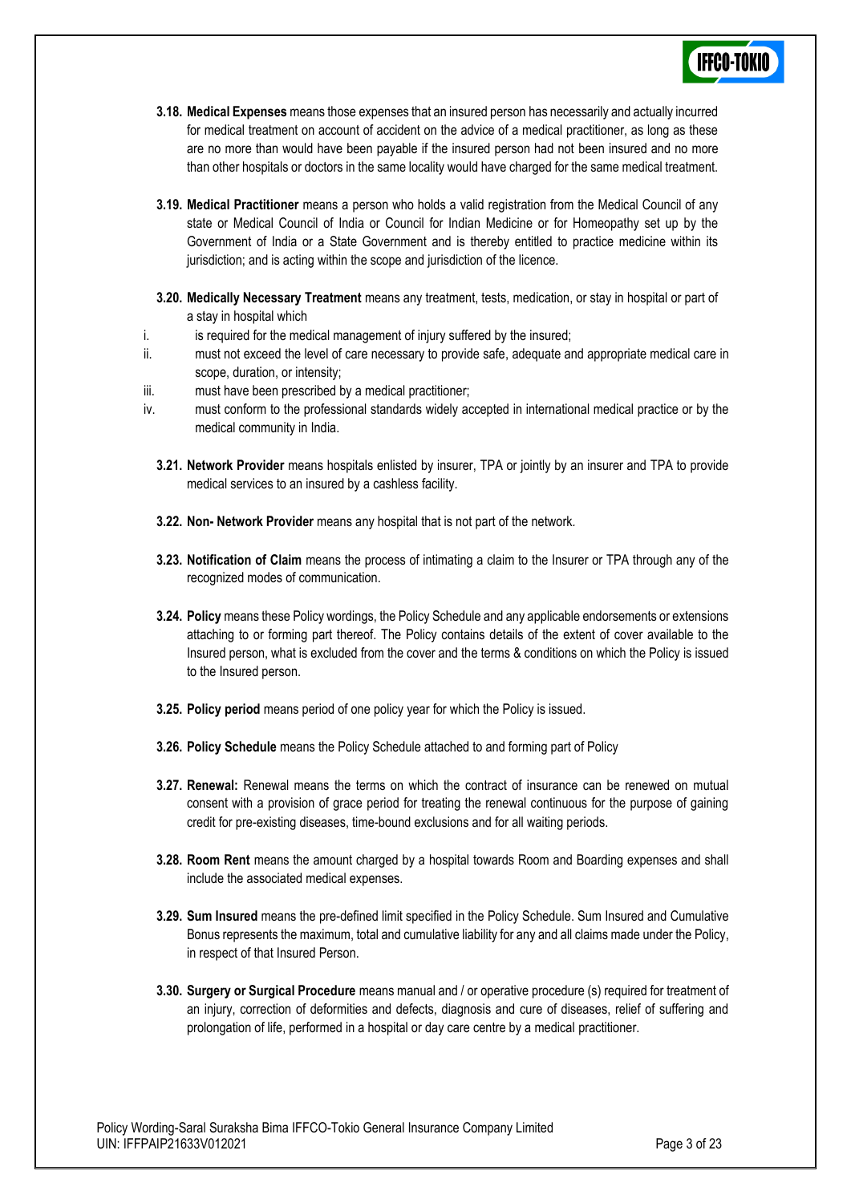**3.18. Medical Expenses** means those expenses that an insured person has necessarily and actually incurred for medical treatment on account of accident on the advice of a medical practitioner, as long as these are no more than would have been payable if the insured person had not been insured and no more than other hospitals or doctors in the same locality would have charged for the same medical treatment.

**3.19. Medical Practitioner** means a person who holds a valid registration from the Medical Council of any state or Medical Council of India or Council for Indian Medicine or for Homeopathy set up by the Government of India or a State Government and is thereby entitled to practice medicine within its jurisdiction; and is acting within the scope and jurisdiction of the licence.

**3.20. Medically Necessary Treatment** means any treatment, tests, medication, or stay in hospital or part of a stay in hospital which

i. is required for the medical management of injury suffered by the insured;

ii. must not exceed the level of care necessary to provide safe, adequate and appropriate medical care in scope, duration, or intensity;

iii. must have been prescribed by a medical practitioner;

iv. must conform to the professional standards widely accepted in international medical practice or by the medical community in India.

**3.21. Network Provider** means hospitals enlisted by insurer, TPA or jointly by an insurer and TPA to provide medical services to an insured by a cashless facility.

**3.22. Non- Network Provider** means any hospital that is not part of the network.

**3.23. Notification of Claim** means the process of intimating a claim to the Insurer or TPA through any of the recognized modes of communication.

**3.24. Policy** means these Policy wordings, the Policy Schedule and any applicable endorsements or extensions attaching to or forming part thereof. The Policy contains details of the extent of cover available to the Insured person, what is excluded from the cover and the terms & conditions on which the Policy is issued to the Insured person.

**3.25. Policy period** means period of one policy year for which the Policy is issued.

**3.26. Policy Schedule** means the Policy Schedule attached to and forming part of Policy

**3.27. Renewal:** Renewal means the terms on which the contract of insurance can be renewed on mutual consent with a provision of grace period for treating the renewal continuous for the purpose of gaining credit for pre-existing diseases, time-bound exclusions and for all waiting periods.

**3.28. Room Rent** means the amount charged by a hospital towards Room and Boarding expenses and shall include the associated medical expenses.

**3.29. Sum Insured** means the pre-defined limit specified in the Policy Schedule. Sum Insured and Cumulative Bonus represents the maximum, total and cumulative liability for any and all claims made under the Policy, in respect of that Insured Person.

**3.30. Surgery or Surgical Procedure** means manual and / or operative procedure (s) required for treatment of an injury, correction of deformities and defects, diagnosis and cure of diseases, relief of suffering and prolongation of life, performed in a hospital or day care centre by a medical practitioner.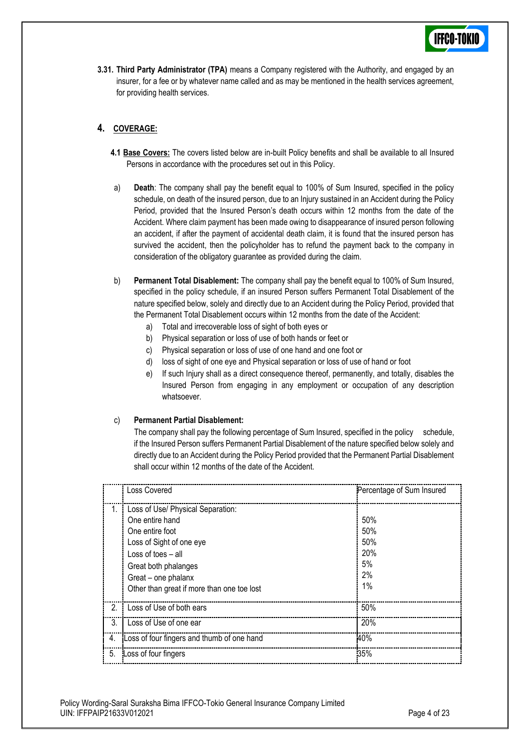**3.31. Third Party Administrator (TPA)** means a Company registered with the Authority, and engaged by an insurer, for a fee or by whatever name called and as may be mentioned in the health services agreement, for providing health services.

## 4. COVERAGE:

**4.1 Base Covers:** The covers listed below are in-built Policy benefits and shall be available to all Insured Persons in accordance with the procedures set out in this Policy.

a) **Death**: The company shall pay the benefit equal to 100% of Sum Insured, specified in the policy schedule, on death of the insured person, due to an Injury sustained in an Accident during the Policy Period, provided that the Insured Person's death occurs within 12 months from the date of the Accident. Where claim payment has been made owing to disappearance of insured person following an accident, if after the payment of accidental death claim, it is found that the insured person has survived the accident, then the policyholder has to refund the payment back to the company in consideration of the obligatory guarantee as provided during the claim.

b) **Permanent Total Disablement:** The company shall pay the benefit equal to 100% of Sum Insured, specified in the policy schedule, if an insured Person suffers Permanent Total Disablement of the nature specified below, solely and directly due to an Accident during the Policy Period, provided that the Permanent Total Disablement occurs within 12 months from the date of the Accident:

   a) Total and irrecoverable loss of sight of both eyes or
   b) Physical separation or loss of use of both hands or feet or
   c) Physical separation or loss of use of one hand and one foot or
   d) loss of sight of one eye and Physical separation or loss of use of hand or foot
   e) If such Injury shall as a direct consequence thereof, permanently, and totally, disables the Insured Person from engaging in any employment or occupation of any description whatsoever.

c) **Permanent Partial Disablement:**

The company shall pay the following percentage of Sum Insured, specified in the policy schedule, if the Insured Person suffers Permanent Partial Disablement of the nature specified below solely and directly due to an Accident during the Policy Period provided that the Permanent Partial Disablement shall occur within 12 months of the date of the Accident.

| | Loss Covered | Percentage of Sum Insured |
|---|---|---|
| 1. | Loss of Use/ Physical Separation:<br>One entire hand<br>One entire foot<br>Loss of Sight of one eye<br>Loss of toes – all<br>Great both phalanges<br>Great – one phalanx<br>Other than great if more than one toe lost | <br>50%<br>50%<br>50%<br>20%<br>5%<br>2%<br>1% |
| 2. | Loss of Use of both ears | 50% |
| 3. | Loss of Use of one ear | 20% |
| 4. | Loss of four fingers and thumb of one hand | 40% |
| 5. | Loss of four fingers | 35% |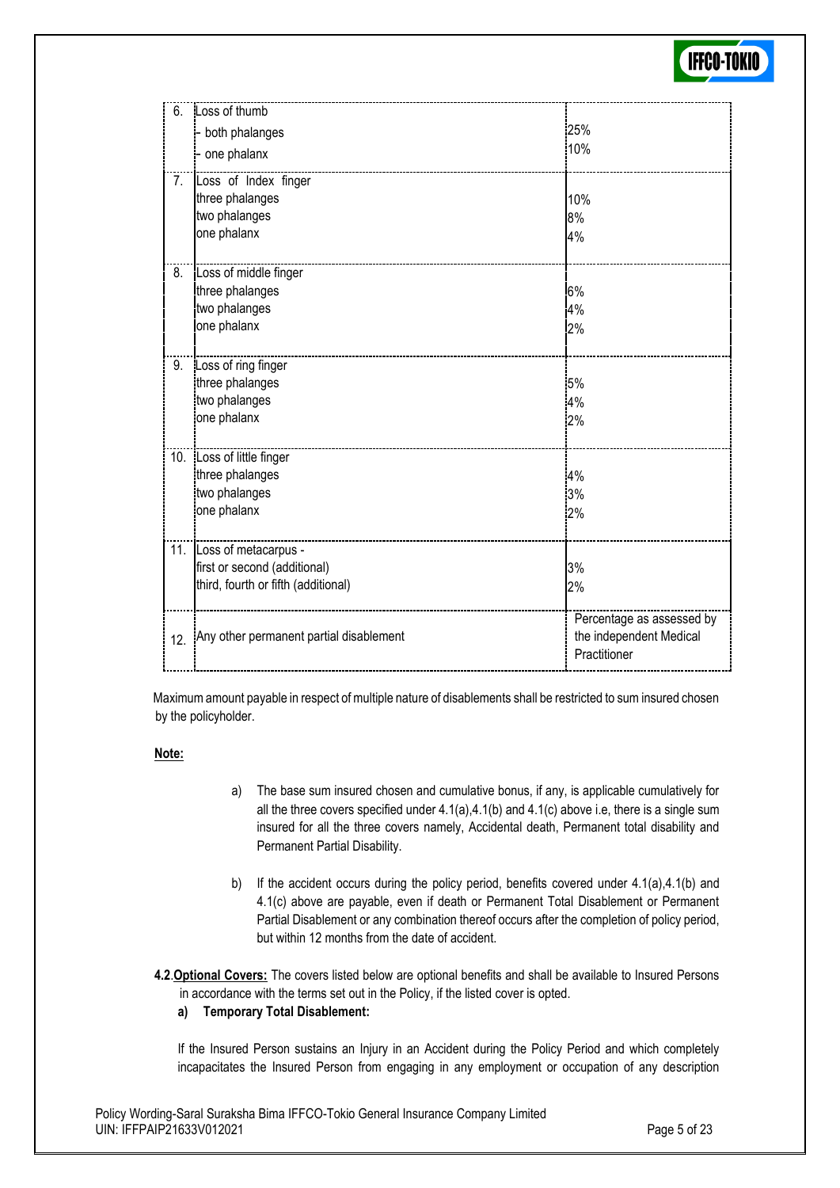| | | |
|---|---|---|
| 6. | Loss of thumb<br>- both phalanges<br>- one phalanx | <br>25%<br>10% |
| 7. | Loss of Index finger<br>three phalanges<br>two phalanges<br>one phalanx | <br>10%<br>8%<br>4% |
| 8. | Loss of middle finger<br>three phalanges<br>two phalanges<br>one phalanx | <br>6%<br>4%<br>2% |
| 9. | Loss of ring finger<br>three phalanges<br>two phalanges<br>one phalanx | <br>5%<br>4%<br>2% |
| 10. | Loss of little finger<br>three phalanges<br>two phalanges<br>one phalanx | <br>4%<br>3%<br>2% |
| 11. | Loss of metacarpus -<br>first or second (additional)<br>third, fourth or fifth (additional) | <br>3%<br>2% |
| 12. | Any other permanent partial disablement | Percentage as assessed by the independent Medical Practitioner |

Maximum amount payable in respect of multiple nature of disablements shall be restricted to sum insured chosen by the policyholder.

**Note:**

a) The base sum insured chosen and cumulative bonus, if any, is applicable cumulatively for all the three covers specified under 4.1(a),4.1(b) and 4.1(c) above i.e, there is a single sum insured for all the three covers namely, Accidental death, Permanent total disability and Permanent Partial Disability.

b) If the accident occurs during the policy period, benefits covered under 4.1(a),4.1(b) and 4.1(c) above are payable, even if death or Permanent Total Disablement or Permanent Partial Disablement or any combination thereof occurs after the completion of policy period, but within 12 months from the date of accident.

**4.2 Optional Covers:** The covers listed below are optional benefits and shall be available to Insured Persons in accordance with the terms set out in the Policy, if the listed cover is opted.

**a) Temporary Total Disablement:**

If the Insured Person sustains an Injury in an Accident during the Policy Period and which completely incapacitates the Insured Person from engaging in any employment or occupation of any description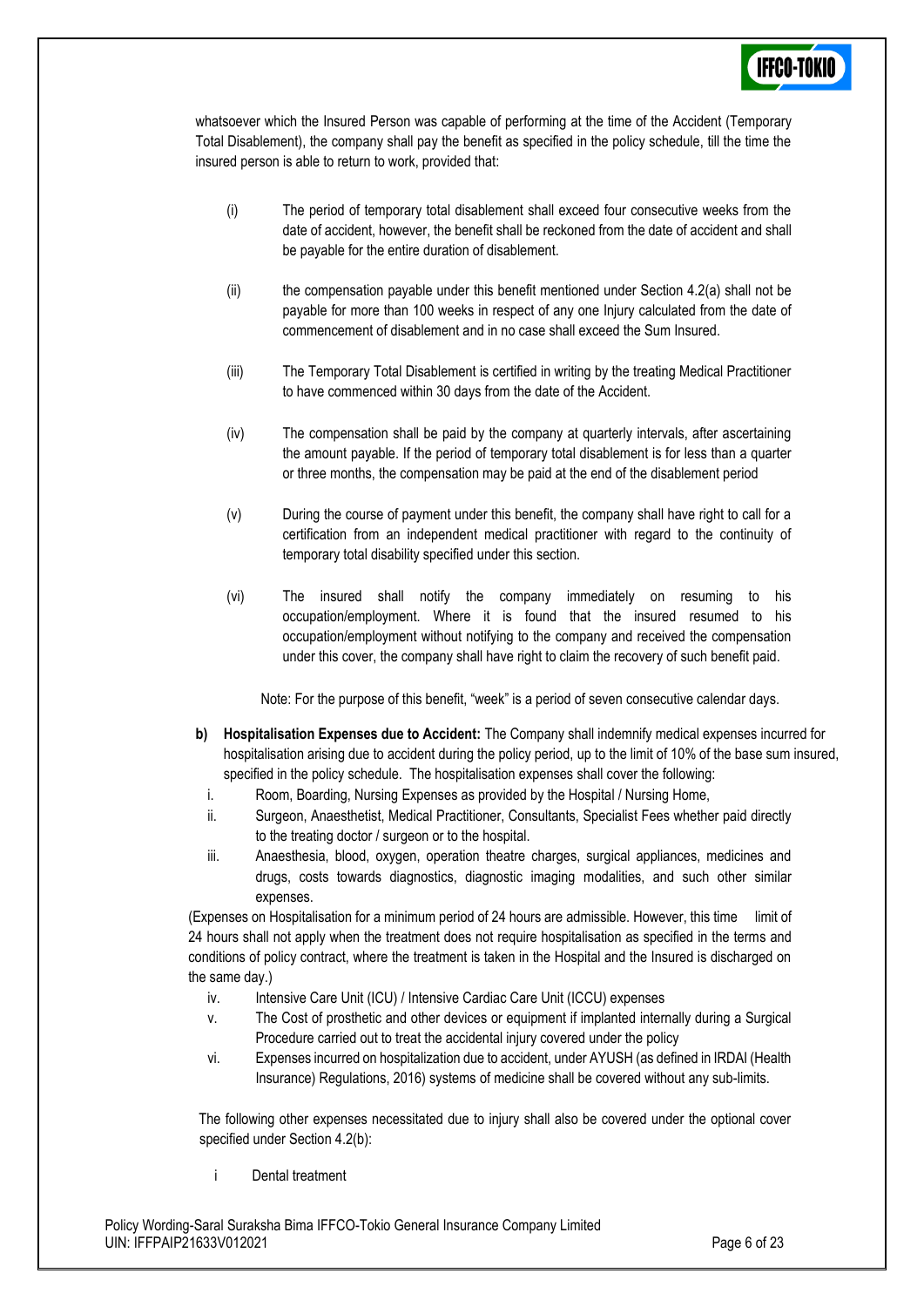whatsoever which the Insured Person was capable of performing at the time of the Accident (Temporary Total Disablement), the company shall pay the benefit as specified in the policy schedule, till the time the insured person is able to return to work, provided that:

(i) The period of temporary total disablement shall exceed four consecutive weeks from the date of accident, however, the benefit shall be reckoned from the date of accident and shall be payable for the entire duration of disablement.

(ii) the compensation payable under this benefit mentioned under Section 4.2(a) shall not be payable for more than 100 weeks in respect of any one Injury calculated from the date of commencement of disablement and in no case shall exceed the Sum Insured.

(iii) The Temporary Total Disablement is certified in writing by the treating Medical Practitioner to have commenced within 30 days from the date of the Accident.

(iv) The compensation shall be paid by the company at quarterly intervals, after ascertaining the amount payable. If the period of temporary total disablement is for less than a quarter or three months, the compensation may be paid at the end of the disablement period

(v) During the course of payment under this benefit, the company shall have right to call for a certification from an independent medical practitioner with regard to the continuity of temporary total disability specified under this section.

(vi) The insured shall notify the company immediately on resuming to his occupation/employment. Where it is found that the insured resumed to his occupation/employment without notifying to the company and received the compensation under this cover, the company shall have right to claim the recovery of such benefit paid.

Note: For the purpose of this benefit, "week" is a period of seven consecutive calendar days.

**b) Hospitalisation Expenses due to Accident:** The Company shall indemnify medical expenses incurred for hospitalisation arising due to accident during the policy period, up to the limit of 10% of the base sum insured, specified in the policy schedule. The hospitalisation expenses shall cover the following:

i. Room, Boarding, Nursing Expenses as provided by the Hospital / Nursing Home,
ii. Surgeon, Anaesthetist, Medical Practitioner, Consultants, Specialist Fees whether paid directly to the treating doctor / surgeon or to the hospital.
iii. Anaesthesia, blood, oxygen, operation theatre charges, surgical appliances, medicines and drugs, costs towards diagnostics, diagnostic imaging modalities, and such other similar expenses.

(Expenses on Hospitalisation for a minimum period of 24 hours are admissible. However, this time limit of 24 hours shall not apply when the treatment does not require hospitalisation as specified in the terms and conditions of policy contract, where the treatment is taken in the Hospital and the Insured is discharged on the same day.)

iv. Intensive Care Unit (ICU) / Intensive Cardiac Care Unit (ICCU) expenses
v. The Cost of prosthetic and other devices or equipment if implanted internally during a Surgical Procedure carried out to treat the accidental injury covered under the policy
vi. Expenses incurred on hospitalization due to accident, under AYUSH (as defined in IRDAI (Health Insurance) Regulations, 2016) systems of medicine shall be covered without any sub-limits.

The following other expenses necessitated due to injury shall also be covered under the optional cover specified under Section 4.2(b):

i Dental treatment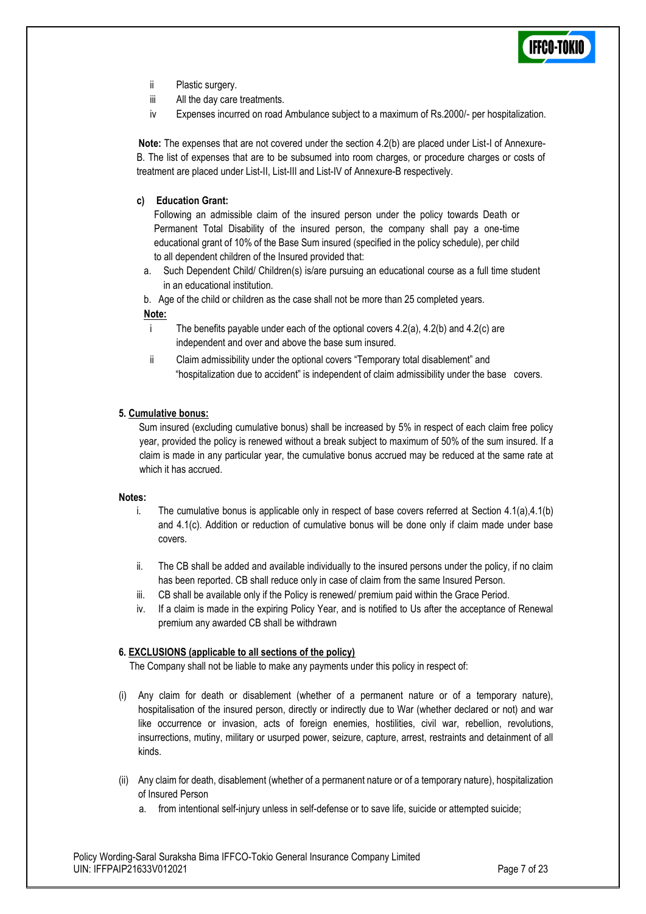ii Plastic surgery.

iii All the day care treatments.

iv Expenses incurred on road Ambulance subject to a maximum of Rs.2000/- per hospitalization.

**Note:** The expenses that are not covered under the section 4.2(b) are placed under List-I of Annexure-B. The list of expenses that are to be subsumed into room charges, or procedure charges or costs of treatment are placed under List-II, List-III and List-IV of Annexure-B respectively.

**c) Education Grant:**

Following an admissible claim of the insured person under the policy towards Death or Permanent Total Disability of the insured person, the company shall pay a one-time educational grant of 10% of the Base Sum insured (specified in the policy schedule), per child to all dependent children of the Insured provided that:

a. Such Dependent Child/ Children(s) is/are pursuing an educational course as a full time student in an educational institution.

b. Age of the child or children as the case shall not be more than 25 completed years.

**Note:**

i The benefits payable under each of the optional covers 4.2(a), 4.2(b) and 4.2(c) are independent and over and above the base sum insured.

ii Claim admissibility under the optional covers "Temporary total disablement" and "hospitalization due to accident" is independent of claim admissibility under the base covers.

**5. Cumulative bonus:**

Sum insured (excluding cumulative bonus) shall be increased by 5% in respect of each claim free policy year, provided the policy is renewed without a break subject to maximum of 50% of the sum insured. If a claim is made in any particular year, the cumulative bonus accrued may be reduced at the same rate at which it has accrued.

**Notes:**

i. The cumulative bonus is applicable only in respect of base covers referred at Section 4.1(a),4.1(b) and 4.1(c). Addition or reduction of cumulative bonus will be done only if claim made under base covers.

ii. The CB shall be added and available individually to the insured persons under the policy, if no claim has been reported. CB shall reduce only in case of claim from the same Insured Person.

iii. CB shall be available only if the Policy is renewed/ premium paid within the Grace Period.

iv. If a claim is made in the expiring Policy Year, and is notified to Us after the acceptance of Renewal premium any awarded CB shall be withdrawn

**6. EXCLUSIONS (applicable to all sections of the policy)**

The Company shall not be liable to make any payments under this policy in respect of:

(i) Any claim for death or disablement (whether of a permanent nature or of a temporary nature), hospitalisation of the insured person, directly or indirectly due to War (whether declared or not) and war like occurrence or invasion, acts of foreign enemies, hostilities, civil war, rebellion, revolutions, insurrections, mutiny, military or usurped power, seizure, capture, arrest, restraints and detainment of all kinds.

(ii) Any claim for death, disablement (whether of a permanent nature or of a temporary nature), hospitalization of Insured Person

a. from intentional self-injury unless in self-defense or to save life, suicide or attempted suicide;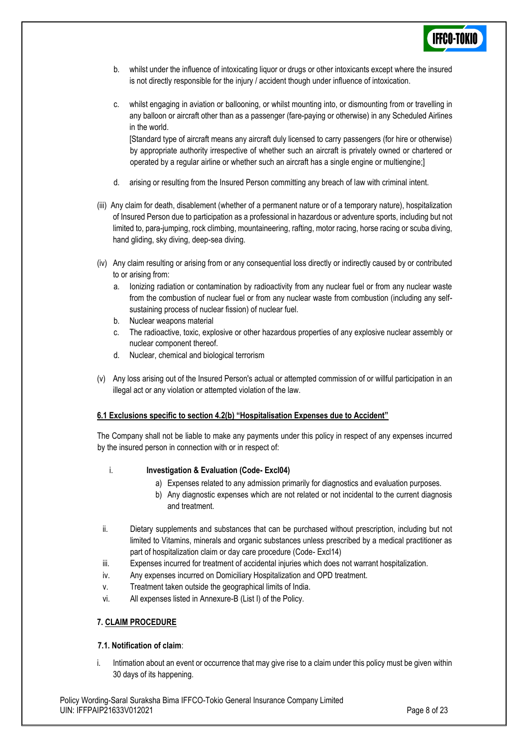b. whilst under the influence of intoxicating liquor or drugs or other intoxicants except where the insured is not directly responsible for the injury / accident though under influence of intoxication.

c. whilst engaging in aviation or ballooning, or whilst mounting into, or dismounting from or travelling in any balloon or aircraft other than as a passenger (fare-paying or otherwise) in any Scheduled Airlines in the world.
   [Standard type of aircraft means any aircraft duly licensed to carry passengers (for hire or otherwise) by appropriate authority irrespective of whether such an aircraft is privately owned or chartered or operated by a regular airline or whether such an aircraft has a single engine or multiengine;]

d. arising or resulting from the Insured Person committing any breach of law with criminal intent.

(iii) Any claim for death, disablement (whether of a permanent nature or of a temporary nature), hospitalization of Insured Person due to participation as a professional in hazardous or adventure sports, including but not limited to, para-jumping, rock climbing, mountaineering, rafting, motor racing, horse racing or scuba diving, hand gliding, sky diving, deep-sea diving.

(iv) Any claim resulting or arising from or any consequential loss directly or indirectly caused by or contributed to or arising from:

   a. Ionizing radiation or contamination by radioactivity from any nuclear fuel or from any nuclear waste from the combustion of nuclear fuel or from any nuclear waste from combustion (including any self-sustaining process of nuclear fission) of nuclear fuel.
   b. Nuclear weapons material
   c. The radioactive, toxic, explosive or other hazardous properties of any explosive nuclear assembly or nuclear component thereof.
   d. Nuclear, chemical and biological terrorism

(v) Any loss arising out of the Insured Person's actual or attempted commission of or willful participation in an illegal act or any violation or attempted violation of the law.

**6.1 Exclusions specific to section 4.2(b) "Hospitalisation Expenses due to Accident"**

The Company shall not be liable to make any payments under this policy in respect of any expenses incurred by the insured person in connection with or in respect of:

i. **Investigation & Evaluation (Code- Excl04)**
   a) Expenses related to any admission primarily for diagnostics and evaluation purposes.
   b) Any diagnostic expenses which are not related or not incidental to the current diagnosis and treatment.

ii. Dietary supplements and substances that can be purchased without prescription, including but not limited to Vitamins, minerals and organic substances unless prescribed by a medical practitioner as part of hospitalization claim or day care procedure (Code- Excl14)

iii. Expenses incurred for treatment of accidental injuries which does not warrant hospitalization.

iv. Any expenses incurred on Domiciliary Hospitalization and OPD treatment.

v. Treatment taken outside the geographical limits of India.

vi. All expenses listed in Annexure-B (List I) of the Policy.

## 7. CLAIM PROCEDURE

### 7.1. Notification of claim:

i. Intimation about an event or occurrence that may give rise to a claim under this policy must be given within 30 days of its happening.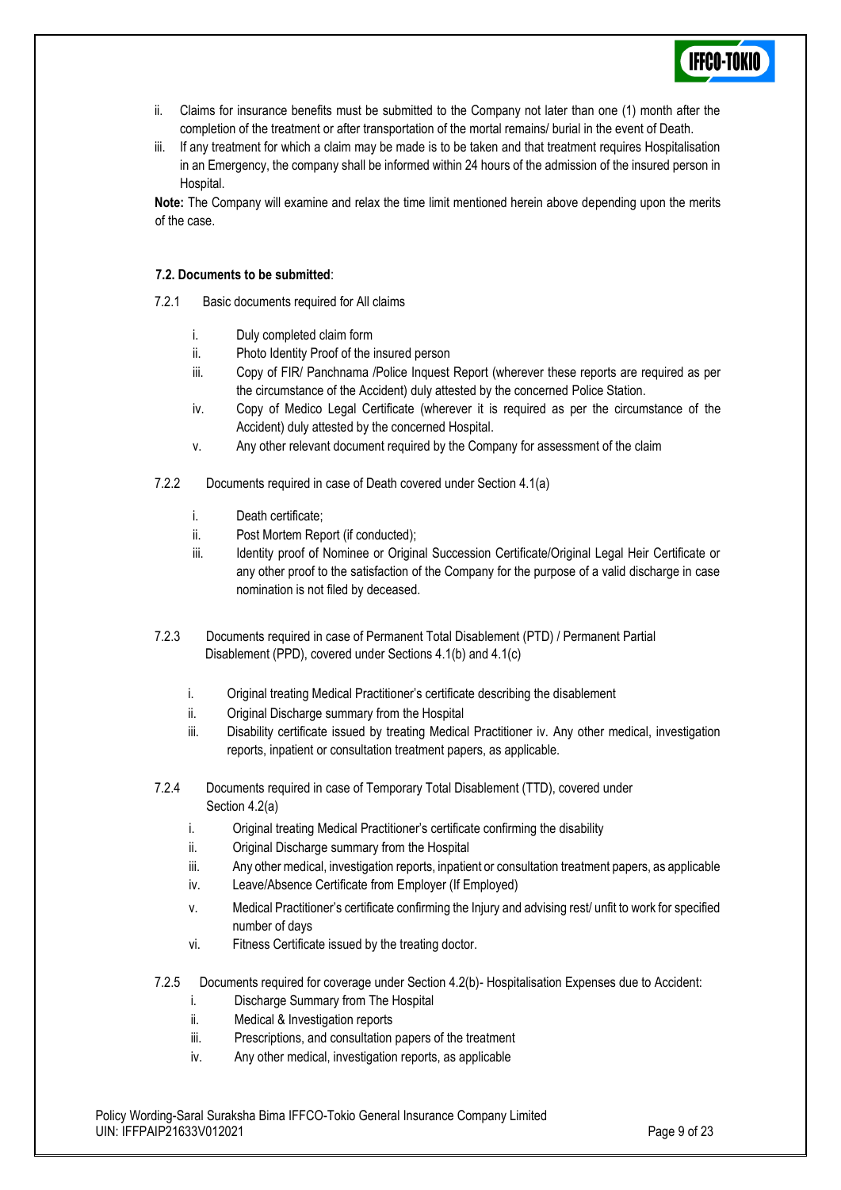ii. Claims for insurance benefits must be submitted to the Company not later than one (1) month after the completion of the treatment or after transportation of the mortal remains/ burial in the event of Death.

iii. If any treatment for which a claim may be made is to be taken and that treatment requires Hospitalisation in an Emergency, the company shall be informed within 24 hours of the admission of the insured person in Hospital.

**Note:** The Company will examine and relax the time limit mentioned herein above depending upon the merits of the case.

**7.2. Documents to be submitted**:

7.2.1 Basic documents required for All claims

i. Duly completed claim form

ii. Photo Identity Proof of the insured person

iii. Copy of FIR/ Panchnama /Police Inquest Report (wherever these reports are required as per the circumstance of the Accident) duly attested by the concerned Police Station.

iv. Copy of Medico Legal Certificate (wherever it is required as per the circumstance of the Accident) duly attested by the concerned Hospital.

v. Any other relevant document required by the Company for assessment of the claim

7.2.2 Documents required in case of Death covered under Section 4.1(a)

i. Death certificate;

ii. Post Mortem Report (if conducted);

iii. Identity proof of Nominee or Original Succession Certificate/Original Legal Heir Certificate or any other proof to the satisfaction of the Company for the purpose of a valid discharge in case nomination is not filed by deceased.

7.2.3 Documents required in case of Permanent Total Disablement (PTD) / Permanent Partial Disablement (PPD), covered under Sections 4.1(b) and 4.1(c)

i. Original treating Medical Practitioner's certificate describing the disablement

ii. Original Discharge summary from the Hospital

iii. Disability certificate issued by treating Medical Practitioner iv. Any other medical, investigation reports, inpatient or consultation treatment papers, as applicable.

7.2.4 Documents required in case of Temporary Total Disablement (TTD), covered under Section 4.2(a)

i. Original treating Medical Practitioner's certificate confirming the disability

ii. Original Discharge summary from the Hospital

iii. Any other medical, investigation reports, inpatient or consultation treatment papers, as applicable

iv. Leave/Absence Certificate from Employer (If Employed)

v. Medical Practitioner's certificate confirming the Injury and advising rest/ unfit to work for specified number of days

vi. Fitness Certificate issued by the treating doctor.

7.2.5 Documents required for coverage under Section 4.2(b)- Hospitalisation Expenses due to Accident:

i. Discharge Summary from The Hospital

ii. Medical & Investigation reports

iii. Prescriptions, and consultation papers of the treatment

iv. Any other medical, investigation reports, as applicable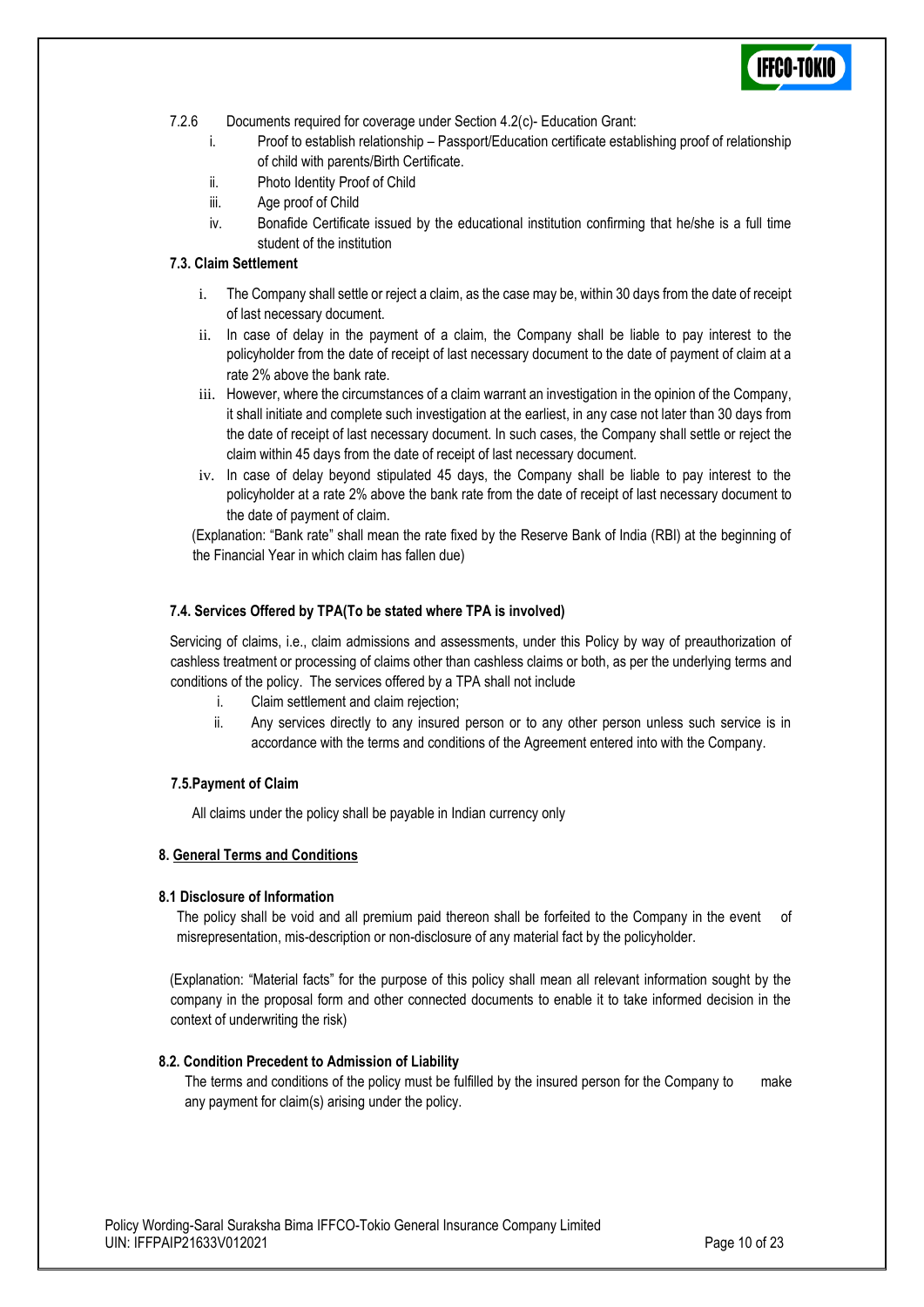7.2.6 Documents required for coverage under Section 4.2(c)- Education Grant:

i. Proof to establish relationship – Passport/Education certificate establishing proof of relationship of child with parents/Birth Certificate.
ii. Photo Identity Proof of Child
iii. Age proof of Child
iv. Bonafide Certificate issued by the educational institution confirming that he/she is a full time student of the institution

**7.3. Claim Settlement**

i. The Company shall settle or reject a claim, as the case may be, within 30 days from the date of receipt of last necessary document.
ii. In case of delay in the payment of a claim, the Company shall be liable to pay interest to the policyholder from the date of receipt of last necessary document to the date of payment of claim at a rate 2% above the bank rate.
iii. However, where the circumstances of a claim warrant an investigation in the opinion of the Company, it shall initiate and complete such investigation at the earliest, in any case not later than 30 days from the date of receipt of last necessary document. In such cases, the Company shall settle or reject the claim within 45 days from the date of receipt of last necessary document.
iv. In case of delay beyond stipulated 45 days, the Company shall be liable to pay interest to the policyholder at a rate 2% above the bank rate from the date of receipt of last necessary document to the date of payment of claim.

(Explanation: "Bank rate" shall mean the rate fixed by the Reserve Bank of India (RBI) at the beginning of the Financial Year in which claim has fallen due)

**7.4. Services Offered by TPA(To be stated where TPA is involved)**

Servicing of claims, i.e., claim admissions and assessments, under this Policy by way of preauthorization of cashless treatment or processing of claims other than cashless claims or both, as per the underlying terms and conditions of the policy. The services offered by a TPA shall not include

i. Claim settlement and claim rejection;
ii. Any services directly to any insured person or to any other person unless such service is in accordance with the terms and conditions of the Agreement entered into with the Company.

**7.5.Payment of Claim**

All claims under the policy shall be payable in Indian currency only

## 8. General Terms and Conditions

**8.1 Disclosure of Information**

The policy shall be void and all premium paid thereon shall be forfeited to the Company in the event of misrepresentation, mis-description or non-disclosure of any material fact by the policyholder.

(Explanation: "Material facts" for the purpose of this policy shall mean all relevant information sought by the company in the proposal form and other connected documents to enable it to take informed decision in the context of underwriting the risk)

**8.2. Condition Precedent to Admission of Liability**

The terms and conditions of the policy must be fulfilled by the insured person for the Company to make any payment for claim(s) arising under the policy.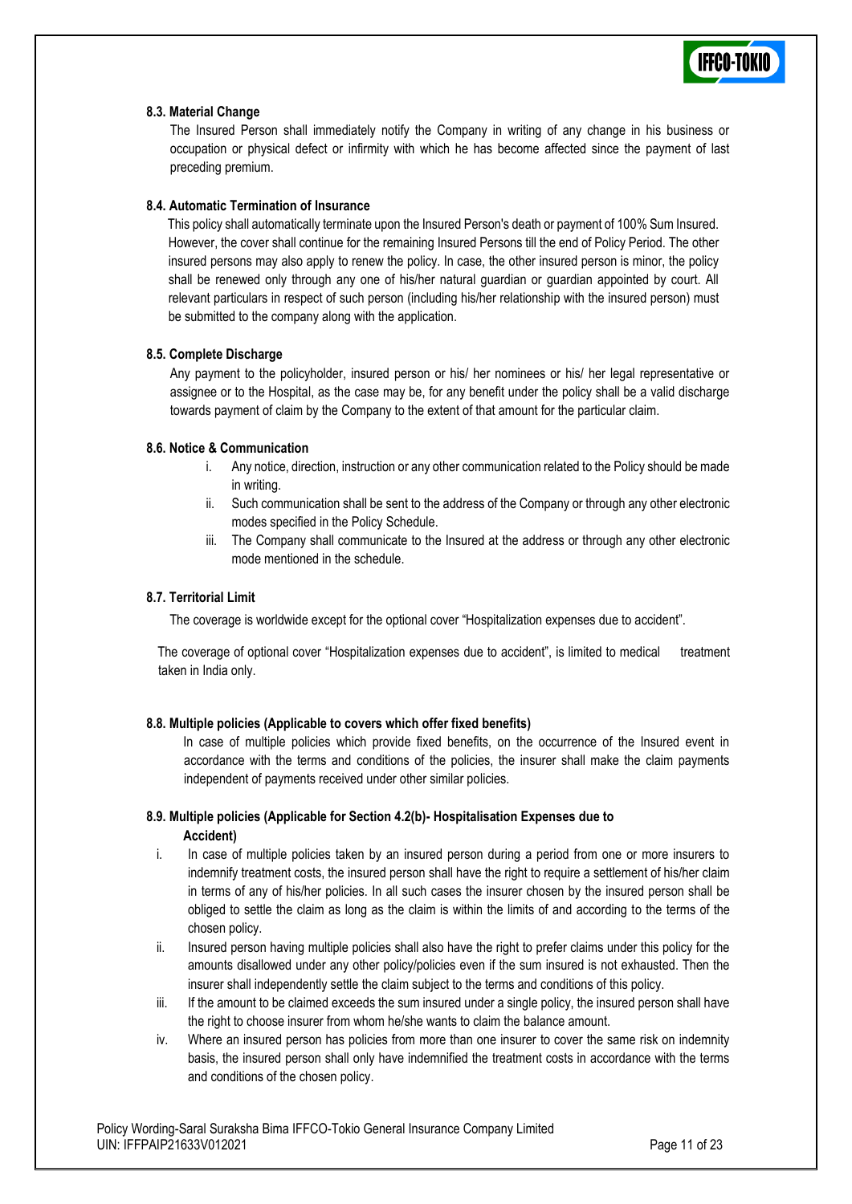#### 8.3. Material Change

The Insured Person shall immediately notify the Company in writing of any change in his business or occupation or physical defect or infirmity with which he has become affected since the payment of last preceding premium.

#### 8.4. Automatic Termination of Insurance

This policy shall automatically terminate upon the Insured Person's death or payment of 100% Sum Insured. However, the cover shall continue for the remaining Insured Persons till the end of Policy Period. The other insured persons may also apply to renew the policy. In case, the other insured person is minor, the policy shall be renewed only through any one of his/her natural guardian or guardian appointed by court. All relevant particulars in respect of such person (including his/her relationship with the insured person) must be submitted to the company along with the application.

#### 8.5. Complete Discharge

Any payment to the policyholder, insured person or his/ her nominees or his/ her legal representative or assignee or to the Hospital, as the case may be, for any benefit under the policy shall be a valid discharge towards payment of claim by the Company to the extent of that amount for the particular claim.

#### 8.6. Notice & Communication

i. Any notice, direction, instruction or any other communication related to the Policy should be made in writing.
ii. Such communication shall be sent to the address of the Company or through any other electronic modes specified in the Policy Schedule.
iii. The Company shall communicate to the Insured at the address or through any other electronic mode mentioned in the schedule.

#### 8.7. Territorial Limit

The coverage is worldwide except for the optional cover "Hospitalization expenses due to accident".

The coverage of optional cover "Hospitalization expenses due to accident", is limited to medical treatment taken in India only.

#### 8.8. Multiple policies (Applicable to covers which offer fixed benefits)

In case of multiple policies which provide fixed benefits, on the occurrence of the Insured event in accordance with the terms and conditions of the policies, the insurer shall make the claim payments independent of payments received under other similar policies.

#### 8.9. Multiple policies (Applicable for Section 4.2(b)- Hospitalisation Expenses due to Accident)

i. In case of multiple policies taken by an insured person during a period from one or more insurers to indemnify treatment costs, the insured person shall have the right to require a settlement of his/her claim in terms of any of his/her policies. In all such cases the insurer chosen by the insured person shall be obliged to settle the claim as long as the claim is within the limits of and according to the terms of the chosen policy.
ii. Insured person having multiple policies shall also have the right to prefer claims under this policy for the amounts disallowed under any other policy/policies even if the sum insured is not exhausted. Then the insurer shall independently settle the claim subject to the terms and conditions of this policy.
iii. If the amount to be claimed exceeds the sum insured under a single policy, the insured person shall have the right to choose insurer from whom he/she wants to claim the balance amount.
iv. Where an insured person has policies from more than one insurer to cover the same risk on indemnity basis, the insured person shall only have indemnified the treatment costs in accordance with the terms and conditions of the chosen policy.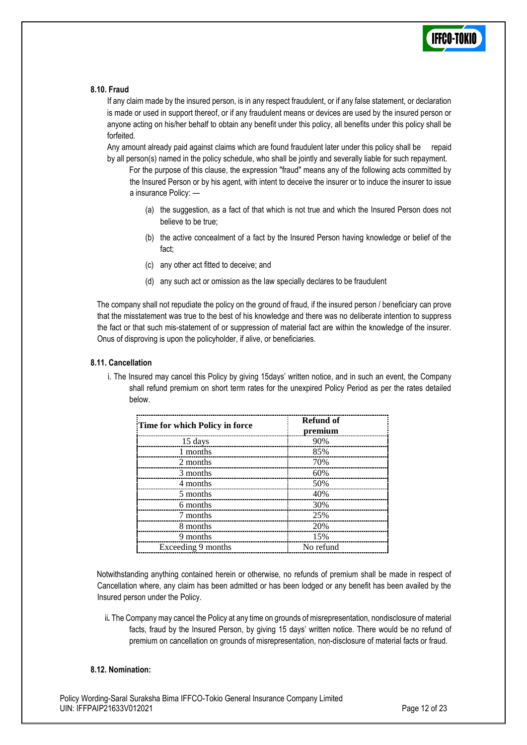### 8.10. Fraud

If any claim made by the insured person, is in any respect fraudulent, or if any false statement, or declaration is made or used in support thereof, or if any fraudulent means or devices are used by the insured person or anyone acting on his/her behalf to obtain any benefit under this policy, all benefits under this policy shall be forfeited.

Any amount already paid against claims which are found fraudulent later under this policy shall be repaid by all person(s) named in the policy schedule, who shall be jointly and severally liable for such repayment.

For the purpose of this clause, the expression "fraud" means any of the following acts committed by the Insured Person or by his agent, with intent to deceive the insurer or to induce the insurer to issue a insurance Policy: —

(a) the suggestion, as a fact of that which is not true and which the Insured Person does not believe to be true;

(b) the active concealment of a fact by the Insured Person having knowledge or belief of the fact;

(c) any other act fitted to deceive; and

(d) any such act or omission as the law specially declares to be fraudulent

The company shall not repudiate the policy on the ground of fraud, if the insured person / beneficiary can prove that the misstatement was true to the best of his knowledge and there was no deliberate intention to suppress the fact or that such mis-statement of or suppression of material fact are within the knowledge of the insurer. Onus of disproving is upon the policyholder, if alive, or beneficiaries.

### 8.11. Cancellation

i. The Insured may cancel this Policy by giving 15days' written notice, and in such an event, the Company shall refund premium on short term rates for the unexpired Policy Period as per the rates detailed below.

| Time for which Policy in force | Refund of premium |
|---|---|
| 15 days | 90% |
| 1 months | 85% |
| 2 months | 70% |
| 3 months | 60% |
| 4 months | 50% |
| 5 months | 40% |
| 6 months | 30% |
| 7 months | 25% |
| 8 months | 20% |
| 9 months | 15% |
| Exceeding 9 months | No refund |

Notwithstanding anything contained herein or otherwise, no refunds of premium shall be made in respect of Cancellation where, any claim has been admitted or has been lodged or any benefit has been availed by the Insured person under the Policy.

ii. The Company may cancel the Policy at any time on grounds of misrepresentation, nondisclosure of material facts, fraud by the Insured Person, by giving 15 days' written notice. There would be no refund of premium on cancellation on grounds of misrepresentation, non-disclosure of material facts or fraud.

### 8.12. Nomination: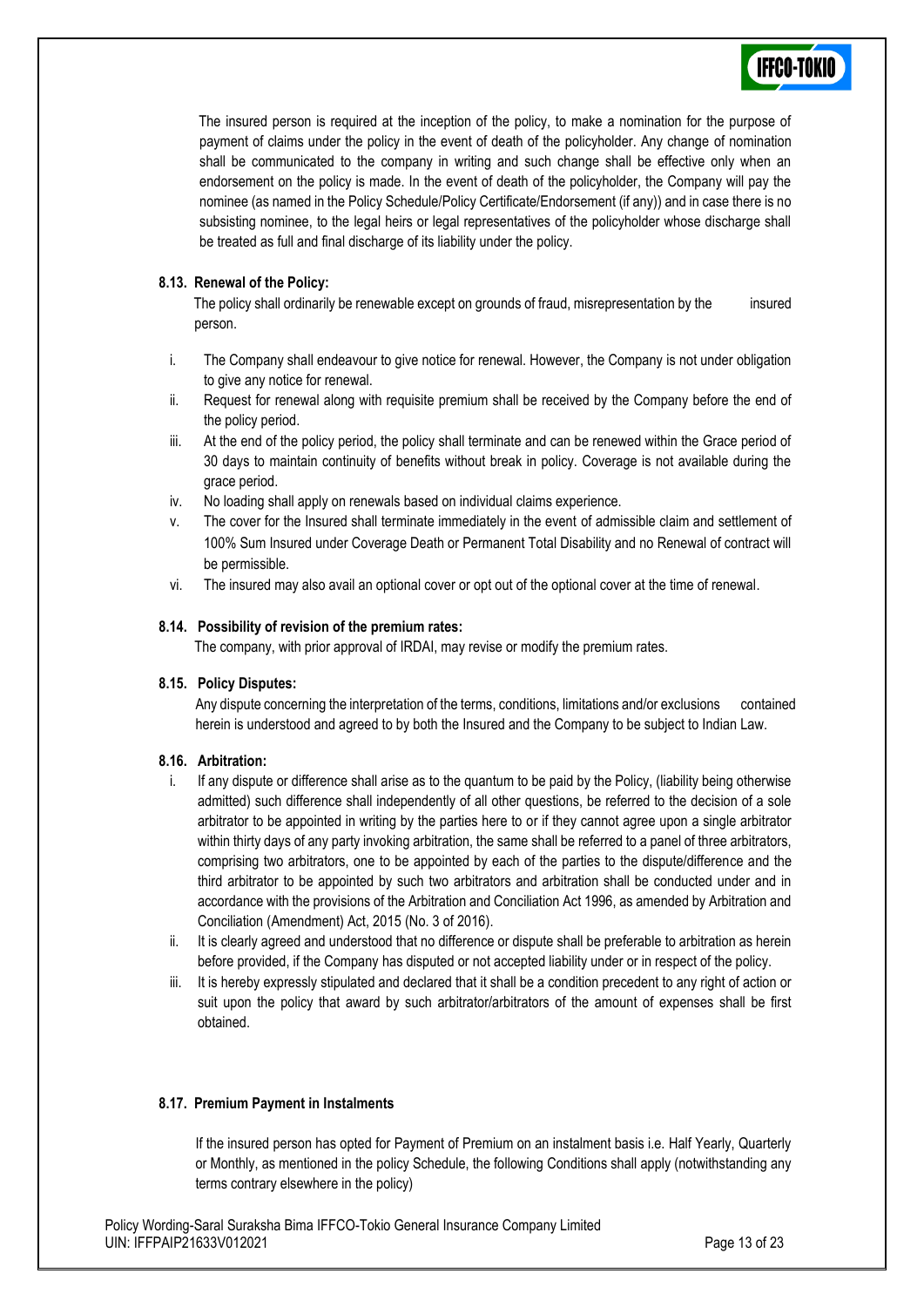The insured person is required at the inception of the policy, to make a nomination for the purpose of payment of claims under the policy in the event of death of the policyholder. Any change of nomination shall be communicated to the company in writing and such change shall be effective only when an endorsement on the policy is made. In the event of death of the policyholder, the Company will pay the nominee (as named in the Policy Schedule/Policy Certificate/Endorsement (if any)) and in case there is no subsisting nominee, to the legal heirs or legal representatives of the policyholder whose discharge shall be treated as full and final discharge of its liability under the policy.

**8.13. Renewal of the Policy:**

The policy shall ordinarily be renewable except on grounds of fraud, misrepresentation by the insured person.

i. The Company shall endeavour to give notice for renewal. However, the Company is not under obligation to give any notice for renewal.
ii. Request for renewal along with requisite premium shall be received by the Company before the end of the policy period.
iii. At the end of the policy period, the policy shall terminate and can be renewed within the Grace period of 30 days to maintain continuity of benefits without break in policy. Coverage is not available during the grace period.
iv. No loading shall apply on renewals based on individual claims experience.
v. The cover for the Insured shall terminate immediately in the event of admissible claim and settlement of 100% Sum Insured under Coverage Death or Permanent Total Disability and no Renewal of contract will be permissible.
vi. The insured may also avail an optional cover or opt out of the optional cover at the time of renewal.

**8.14. Possibility of revision of the premium rates:**

The company, with prior approval of IRDAI, may revise or modify the premium rates.

**8.15. Policy Disputes:**

Any dispute concerning the interpretation of the terms, conditions, limitations and/or exclusions contained herein is understood and agreed to by both the Insured and the Company to be subject to Indian Law.

**8.16. Arbitration:**

i. If any dispute or difference shall arise as to the quantum to be paid by the Policy, (liability being otherwise admitted) such difference shall independently of all other questions, be referred to the decision of a sole arbitrator to be appointed in writing by the parties here to or if they cannot agree upon a single arbitrator within thirty days of any party invoking arbitration, the same shall be referred to a panel of three arbitrators, comprising two arbitrators, one to be appointed by each of the parties to the dispute/difference and the third arbitrator to be appointed by such two arbitrators and arbitration shall be conducted under and in accordance with the provisions of the Arbitration and Conciliation Act 1996, as amended by Arbitration and Conciliation (Amendment) Act, 2015 (No. 3 of 2016).
ii. It is clearly agreed and understood that no difference or dispute shall be preferable to arbitration as herein before provided, if the Company has disputed or not accepted liability under or in respect of the policy.
iii. It is hereby expressly stipulated and declared that it shall be a condition precedent to any right of action or suit upon the policy that award by such arbitrator/arbitrators of the amount of expenses shall be first obtained.

**8.17. Premium Payment in Instalments**

If the insured person has opted for Payment of Premium on an instalment basis i.e. Half Yearly, Quarterly or Monthly, as mentioned in the policy Schedule, the following Conditions shall apply (notwithstanding any terms contrary elsewhere in the policy)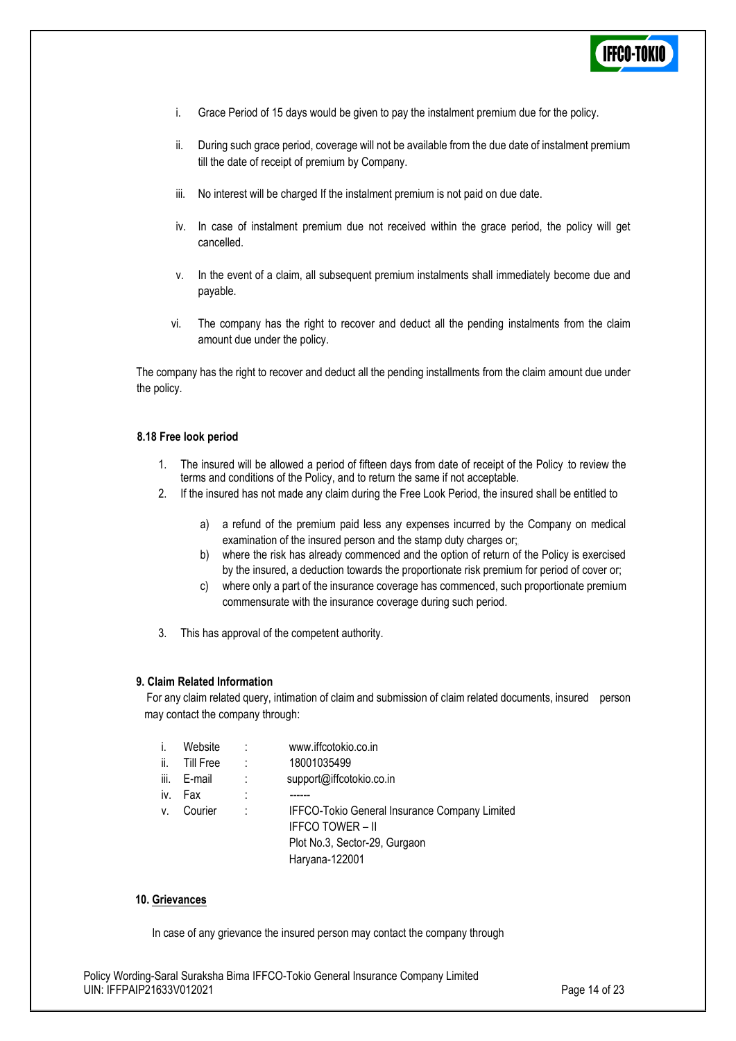i. Grace Period of 15 days would be given to pay the instalment premium due for the policy.

ii. During such grace period, coverage will not be available from the due date of instalment premium till the date of receipt of premium by Company.

iii. No interest will be charged If the instalment premium is not paid on due date.

iv. In case of instalment premium due not received within the grace period, the policy will get cancelled.

v. In the event of a claim, all subsequent premium instalments shall immediately become due and payable.

vi. The company has the right to recover and deduct all the pending instalments from the claim amount due under the policy.

The company has the right to recover and deduct all the pending installments from the claim amount due under the policy.

**8.18 Free look period**

1. The insured will be allowed a period of fifteen days from date of receipt of the Policy to review the terms and conditions of the Policy, and to return the same if not acceptable.
2. If the insured has not made any claim during the Free Look Period, the insured shall be entitled to

   a) a refund of the premium paid less any expenses incurred by the Company on medical examination of the insured person and the stamp duty charges or;
   b) where the risk has already commenced and the option of return of the Policy is exercised by the insured, a deduction towards the proportionate risk premium for period of cover or;
   c) where only a part of the insurance coverage has commenced, such proportionate premium commensurate with the insurance coverage during such period.

3. This has approval of the competent authority.

**9. Claim Related Information**

For any claim related query, intimation of claim and submission of claim related documents, insured person may contact the company through:

| | | | |
|---|---|---|---|
| i. | Website | : | www.iffcotokio.co.in |
| ii. | Till Free | : | 18001035499 |
| iii. | E-mail | : | support@iffcotokio.co.in |
| iv. | Fax | : | ------ |
| v. | Courier | : | IFFCO-Tokio General Insurance Company Limited<br>IFFCO TOWER – II<br>Plot No.3, Sector-29, Gurgaon<br>Haryana-122001 |

**10. Grievances**

In case of any grievance the insured person may contact the company through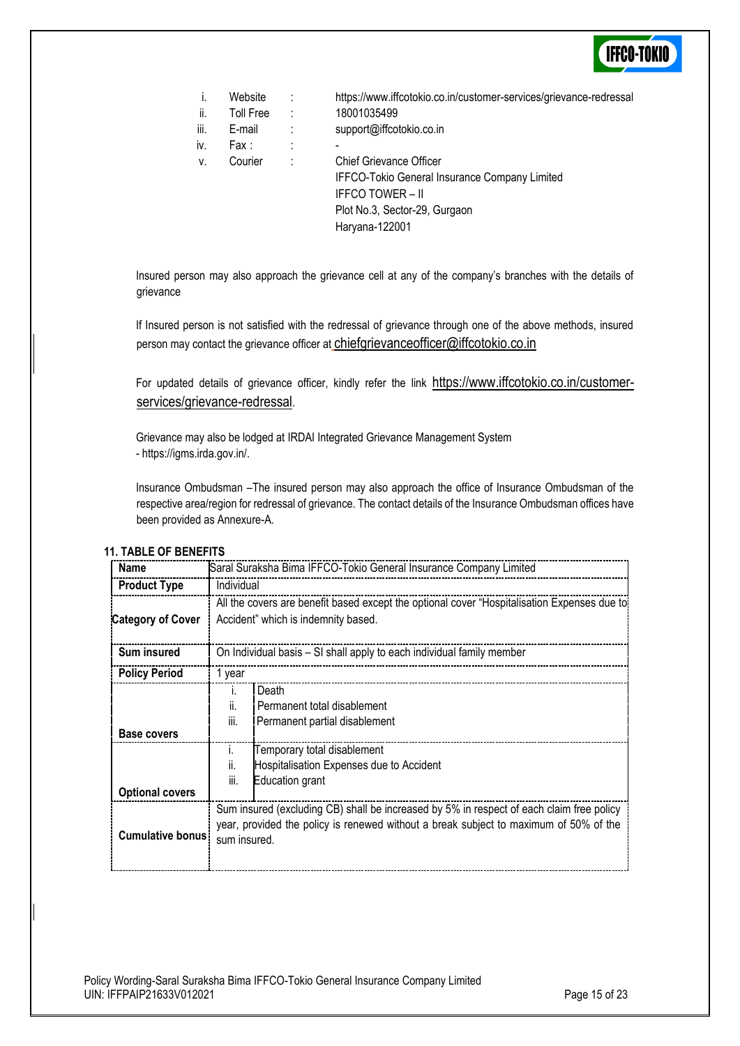| | | | |
|---|---|---|---|
| i. | Website | : | https://www.iffcotokio.co.in/customer-services/grievance-redressal |
| ii. | Toll Free | : | 18001035499 |
| iii. | E-mail | : | support@iffcotokio.co.in |
| iv. | Fax : | : | - |
| v. | Courier | : | Chief Grievance Officer<br>IFFCO-Tokio General Insurance Company Limited<br>IFFCO TOWER – II<br>Plot No.3, Sector-29, Gurgaon<br>Haryana-122001 |

Insured person may also approach the grievance cell at any of the company's branches with the details of grievance

If Insured person is not satisfied with the redressal of grievance through one of the above methods, insured person may contact the grievance officer at chiefgrievanceofficer@iffcotokio.co.in

For updated details of grievance officer, kindly refer the link https://www.iffcotokio.co.in/customer-services/grievance-redressal.

Grievance may also be lodged at IRDAI Integrated Grievance Management System
- https://igms.irda.gov.in/.

Insurance Ombudsman –The insured person may also approach the office of Insurance Ombudsman of the respective area/region for redressal of grievance. The contact details of the Insurance Ombudsman offices have been provided as Annexure-A.

## 11. TABLE OF BENEFITS

| Name | Saral Suraksha Bima IFFCO-Tokio General Insurance Company Limited |
|---|---|
| **Product Type** | Individual |
| **Category of Cover** | All the covers are benefit based except the optional cover "Hospitalisation Expenses due to Accident" which is indemnity based. |
| **Sum insured** | On Individual basis – SI shall apply to each individual family member |
| **Policy Period** | 1 year |
| **Base covers** | i. Death<br>ii. Permanent total disablement<br>iii. Permanent partial disablement |
| **Optional covers** | i. Temporary total disablement<br>ii. Hospitalisation Expenses due to Accident<br>iii. Education grant |
| **Cumulative bonus** | Sum insured (excluding CB) shall be increased by 5% in respect of each claim free policy year, provided the policy is renewed without a break subject to maximum of 50% of the sum insured. |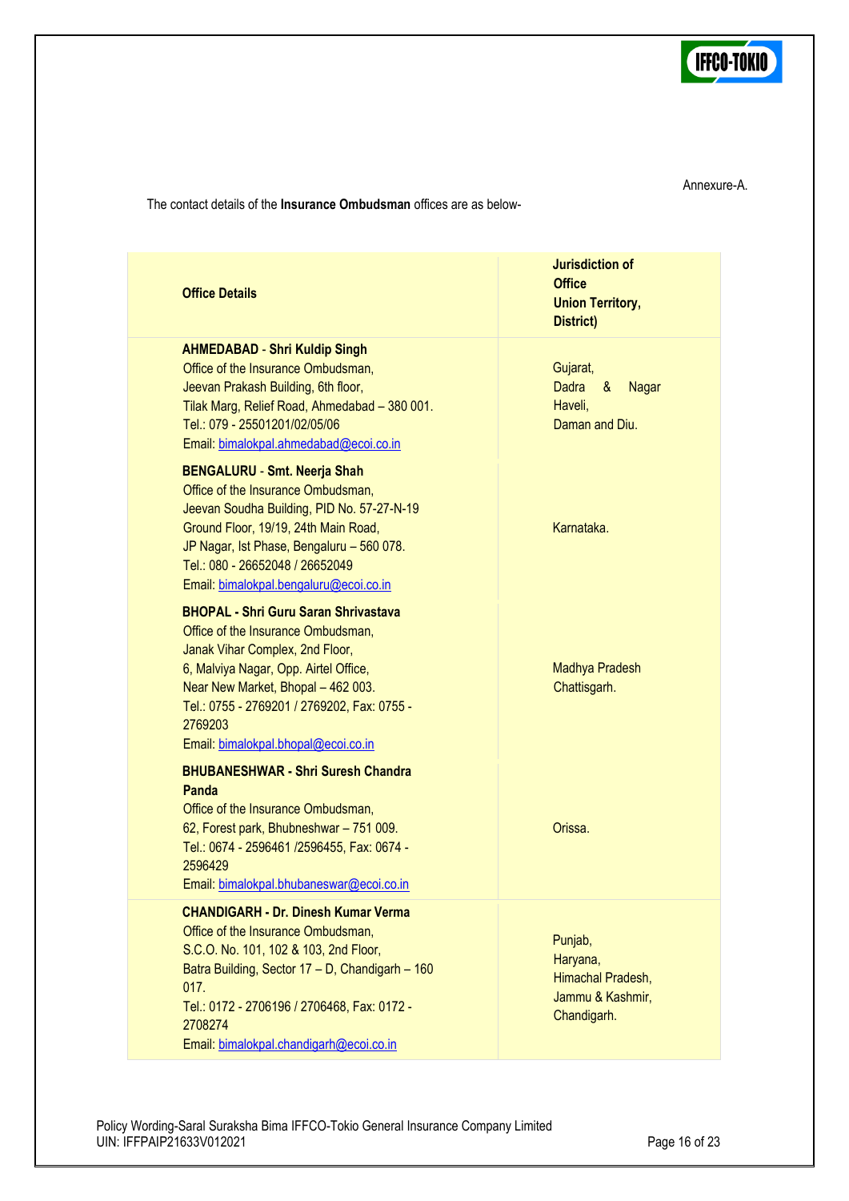Annexure-A.

The contact details of the **Insurance Ombudsman** offices are as below-

| **Office Details** | **Jurisdiction of Office Union Territory, District)** |
|---|---|
| **AHMEDABAD** - **Shri Kuldip Singh**<br>Office of the Insurance Ombudsman,<br>Jeevan Prakash Building, 6th floor,<br>Tilak Marg, Relief Road, Ahmedabad – 380 001.<br>Tel.: 079 - 25501201/02/05/06<br>Email: bimalokpal.ahmedabad@ecoi.co.in | Gujarat,<br>Dadra & Nagar Haveli,<br>Daman and Diu. |
| **BENGALURU** - **Smt. Neerja Shah**<br>Office of the Insurance Ombudsman,<br>Jeevan Soudha Building, PID No. 57-27-N-19<br>Ground Floor, 19/19, 24th Main Road,<br>JP Nagar, Ist Phase, Bengaluru – 560 078.<br>Tel.: 080 - 26652048 / 26652049<br>Email: bimalokpal.bengaluru@ecoi.co.in | Karnataka. |
| **BHOPAL - Shri Guru Saran Shrivastava**<br>Office of the Insurance Ombudsman,<br>Janak Vihar Complex, 2nd Floor,<br>6, Malviya Nagar, Opp. Airtel Office,<br>Near New Market, Bhopal – 462 003.<br>Tel.: 0755 - 2769201 / 2769202, Fax: 0755 - 2769203<br>Email: bimalokpal.bhopal@ecoi.co.in | Madhya Pradesh<br>Chattisgarh. |
| **BHUBANESHWAR - Shri Suresh Chandra Panda**<br>Office of the Insurance Ombudsman,<br>62, Forest park, Bhubneshwar – 751 009.<br>Tel.: 0674 - 2596461 /2596455, Fax: 0674 - 2596429<br>Email: bimalokpal.bhubaneswar@ecoi.co.in | Orissa. |
| **CHANDIGARH - Dr. Dinesh Kumar Verma**<br>Office of the Insurance Ombudsman,<br>S.C.O. No. 101, 102 & 103, 2nd Floor,<br>Batra Building, Sector 17 – D, Chandigarh – 160 017.<br>Tel.: 0172 - 2706196 / 2706468, Fax: 0172 - 2708274<br>Email: bimalokpal.chandigarh@ecoi.co.in | Punjab,<br>Haryana,<br>Himachal Pradesh,<br>Jammu & Kashmir,<br>Chandigarh. |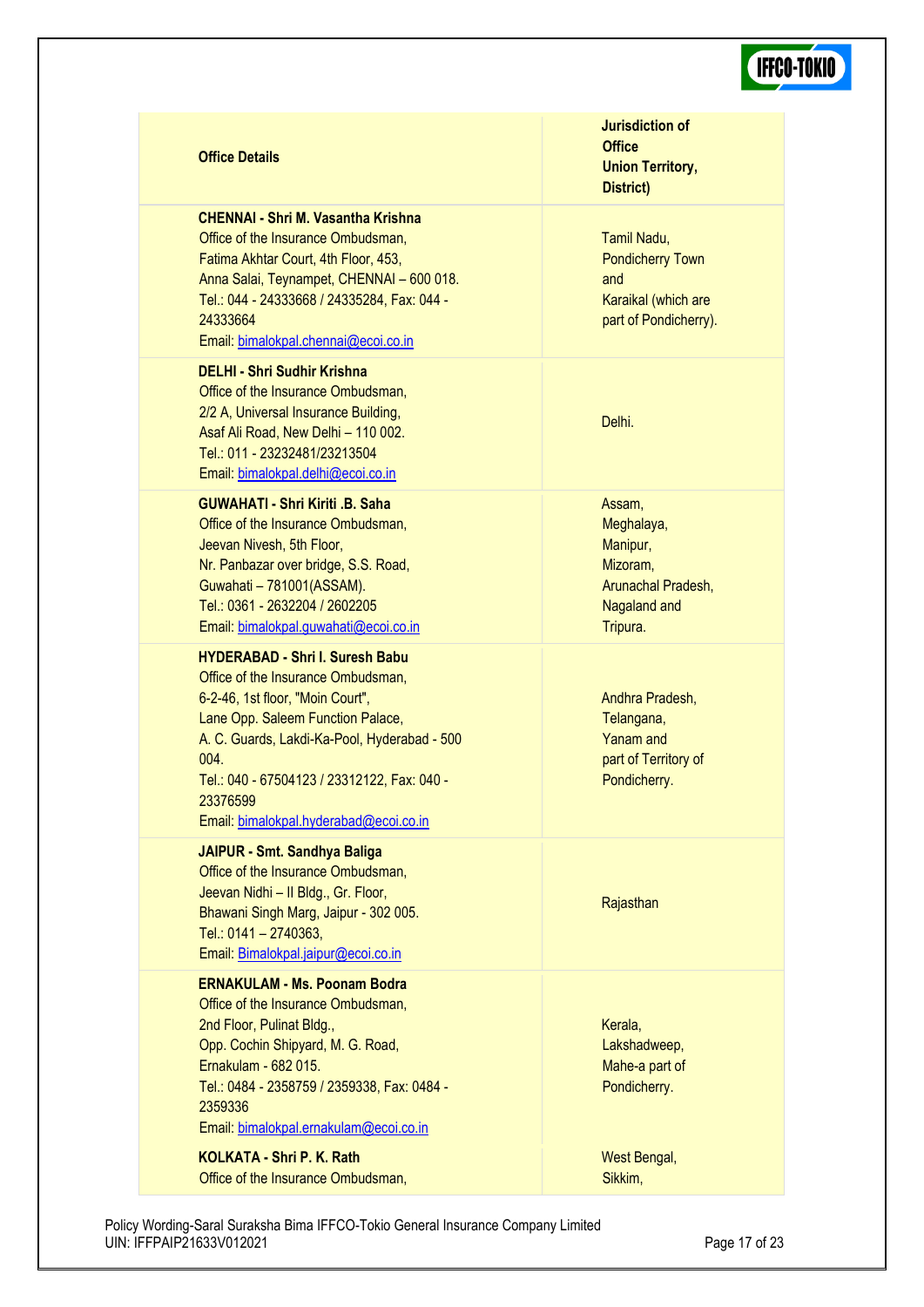| Office Details | Jurisdiction of Office Union Territory, District) |
|---|---|
| **CHENNAI - Shri M. Vasantha Krishna**<br>Office of the Insurance Ombudsman,<br>Fatima Akhtar Court, 4th Floor, 453,<br>Anna Salai, Teynampet, CHENNAI – 600 018.<br>Tel.: 044 - 24333668 / 24335284, Fax: 044 - 24333664<br>Email: bimalokpal.chennai@ecoi.co.in | Tamil Nadu,<br>Pondicherry Town and<br>Karaikal (which are part of Pondicherry). |
| **DELHI - Shri Sudhir Krishna**<br>Office of the Insurance Ombudsman,<br>2/2 A, Universal Insurance Building,<br>Asaf Ali Road, New Delhi – 110 002.<br>Tel.: 011 - 23232481/23213504<br>Email: bimalokpal.delhi@ecoi.co.in | Delhi. |
| **GUWAHATI - Shri Kiriti .B. Saha**<br>Office of the Insurance Ombudsman,<br>Jeevan Nivesh, 5th Floor,<br>Nr. Panbazar over bridge, S.S. Road,<br>Guwahati – 781001(ASSAM).<br>Tel.: 0361 - 2632204 / 2602205<br>Email: bimalokpal.guwahati@ecoi.co.in | Assam,<br>Meghalaya,<br>Manipur,<br>Mizoram,<br>Arunachal Pradesh,<br>Nagaland and<br>Tripura. |
| **HYDERABAD - Shri I. Suresh Babu**<br>Office of the Insurance Ombudsman,<br>6-2-46, 1st floor, "Moin Court",<br>Lane Opp. Saleem Function Palace,<br>A. C. Guards, Lakdi-Ka-Pool, Hyderabad - 500 004.<br>Tel.: 040 - 67504123 / 23312122, Fax: 040 - 23376599<br>Email: bimalokpal.hyderabad@ecoi.co.in | Andhra Pradesh,<br>Telangana,<br>Yanam and<br>part of Territory of Pondicherry. |
| **JAIPUR - Smt. Sandhya Baliga**<br>Office of the Insurance Ombudsman,<br>Jeevan Nidhi – II Bldg., Gr. Floor,<br>Bhawani Singh Marg, Jaipur - 302 005.<br>Tel.: 0141 – 2740363,<br>Email: Bimalokpal.jaipur@ecoi.co.in | Rajasthan |
| **ERNAKULAM - Ms. Poonam Bodra**<br>Office of the Insurance Ombudsman,<br>2nd Floor, Pulinat Bldg.,<br>Opp. Cochin Shipyard, M. G. Road,<br>Ernakulam - 682 015.<br>Tel.: 0484 - 2358759 / 2359338, Fax: 0484 - 2359336<br>Email: bimalokpal.ernakulam@ecoi.co.in | Kerala,<br>Lakshadweep,<br>Mahe-a part of Pondicherry. |
| **KOLKATA - Shri P. K. Rath**<br>Office of the Insurance Ombudsman, | West Bengal,<br>Sikkim, |

Policy Wording-Saral Suraksha Bima IFFCO-Tokio General Insurance Company Limited
UIN: IFFPAIP21633V012021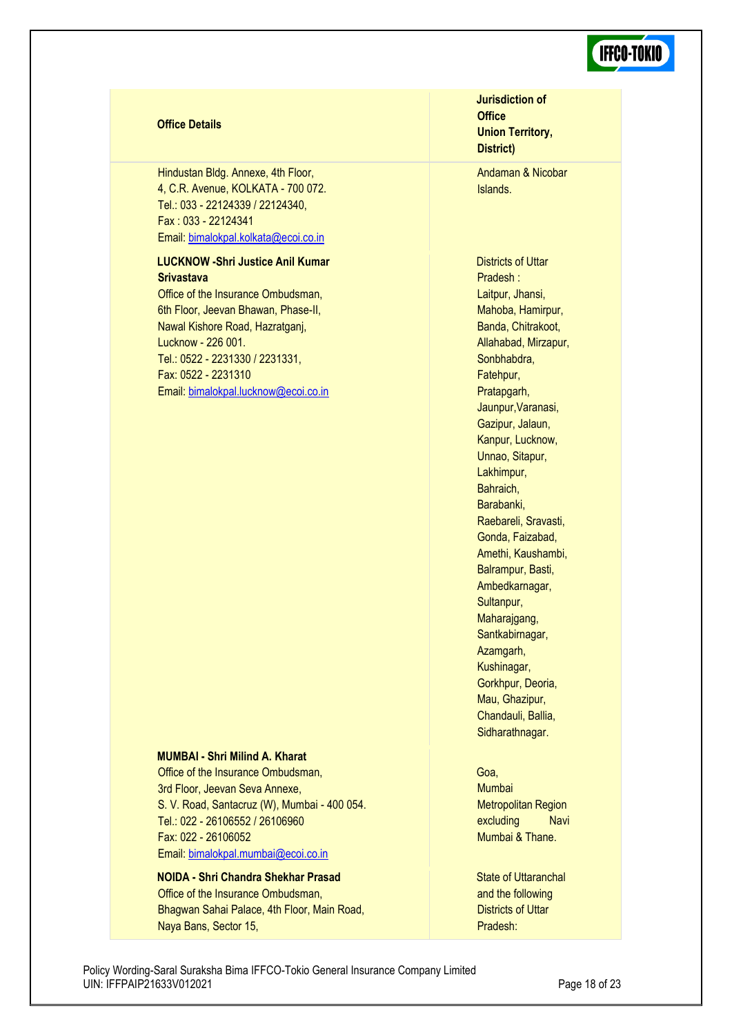| Office Details | Jurisdiction of Office Union Territory, District) |
|---|---|
| Hindustan Bldg. Annexe, 4th Floor, 4, C.R. Avenue, KOLKATA - 700 072. Tel.: 033 - 22124339 / 22124340, Fax : 033 - 22124341 Email: bimalokpal.kolkata@ecoi.co.in | Andaman & Nicobar Islands. |
| **LUCKNOW -Shri Justice Anil Kumar Srivastava** Office of the Insurance Ombudsman, 6th Floor, Jeevan Bhawan, Phase-II, Nawal Kishore Road, Hazratganj, Lucknow - 226 001. Tel.: 0522 - 2231330 / 2231331, Fax: 0522 - 2231310 Email: bimalokpal.lucknow@ecoi.co.in | Districts of Uttar Pradesh : Laitpur, Jhansi, Mahoba, Hamirpur, Banda, Chitrakoot, Allahabad, Mirzapur, Sonbhabdra, Fatehpur, Pratapgarh, Jaunpur,Varanasi, Gazipur, Jalaun, Kanpur, Lucknow, Unnao, Sitapur, Lakhimpur, Bahraich, Barabanki, Raebareli, Sravasti, Gonda, Faizabad, Amethi, Kaushambi, Balrampur, Basti, Ambedkarnagar, Sultanpur, Maharajgang, Santkabirnagar, Azamgarh, Kushinagar, Gorkhpur, Deoria, Mau, Ghazipur, Chandauli, Ballia, Sidharathnagar. |
| **MUMBAI - Shri Milind A. Kharat** Office of the Insurance Ombudsman, 3rd Floor, Jeevan Seva Annexe, S. V. Road, Santacruz (W), Mumbai - 400 054. Tel.: 022 - 26106552 / 26106960 Fax: 022 - 26106052 Email: bimalokpal.mumbai@ecoi.co.in | Goa, Mumbai Metropolitan Region excluding Navi Mumbai & Thane. |
| **NOIDA - Shri Chandra Shekhar Prasad** Office of the Insurance Ombudsman, Bhagwan Sahai Palace, 4th Floor, Main Road, Naya Bans, Sector 15, | State of Uttaranchal and the following Districts of Uttar Pradesh: |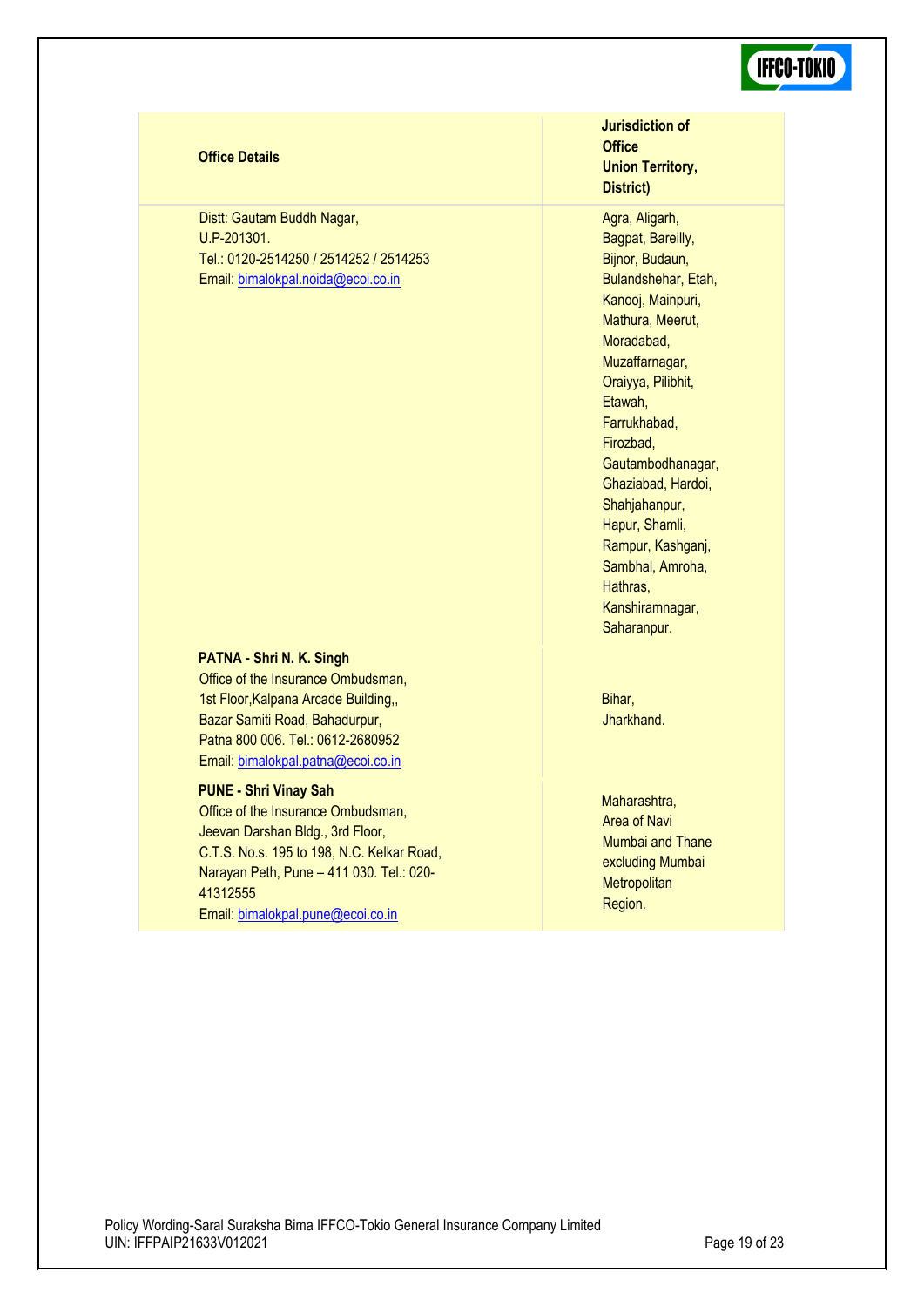| Office Details | Jurisdiction of Office Union Territory, District) |
|---|---|
| Distt: Gautam Buddh Nagar,<br>U.P-201301.<br>Tel.: 0120-2514250 / 2514252 / 2514253<br>Email: bimalokpal.noida@ecoi.co.in | Agra, Aligarh, Bagpat, Bareilly, Bijnor, Budaun, Bulandshehar, Etah, Kanooj, Mainpuri, Mathura, Meerut, Moradabad, Muzaffarnagar, Oraiyya, Pilibhit, Etawah, Farrukhabad, Firozbad, Gautambodhanagar, Ghaziabad, Hardoi, Shahjahanpur, Hapur, Shamli, Rampur, Kashganj, Sambhal, Amroha, Hathras, Kanshiramnagar, Saharanpur. |
| **PATNA - Shri N. K. Singh**<br>Office of the Insurance Ombudsman,<br>1st Floor,Kalpana Arcade Building,,<br>Bazar Samiti Road, Bahadurpur,<br>Patna 800 006. Tel.: 0612-2680952<br>Email: bimalokpal.patna@ecoi.co.in | Bihar,<br>Jharkhand. |
| **PUNE - Shri Vinay Sah**<br>Office of the Insurance Ombudsman,<br>Jeevan Darshan Bldg., 3rd Floor,<br>C.T.S. No.s. 195 to 198, N.C. Kelkar Road,<br>Narayan Peth, Pune – 411 030. Tel.: 020-41312555<br>Email: bimalokpal.pune@ecoi.co.in | Maharashtra,<br>Area of Navi Mumbai and Thane excluding Mumbai Metropolitan Region. |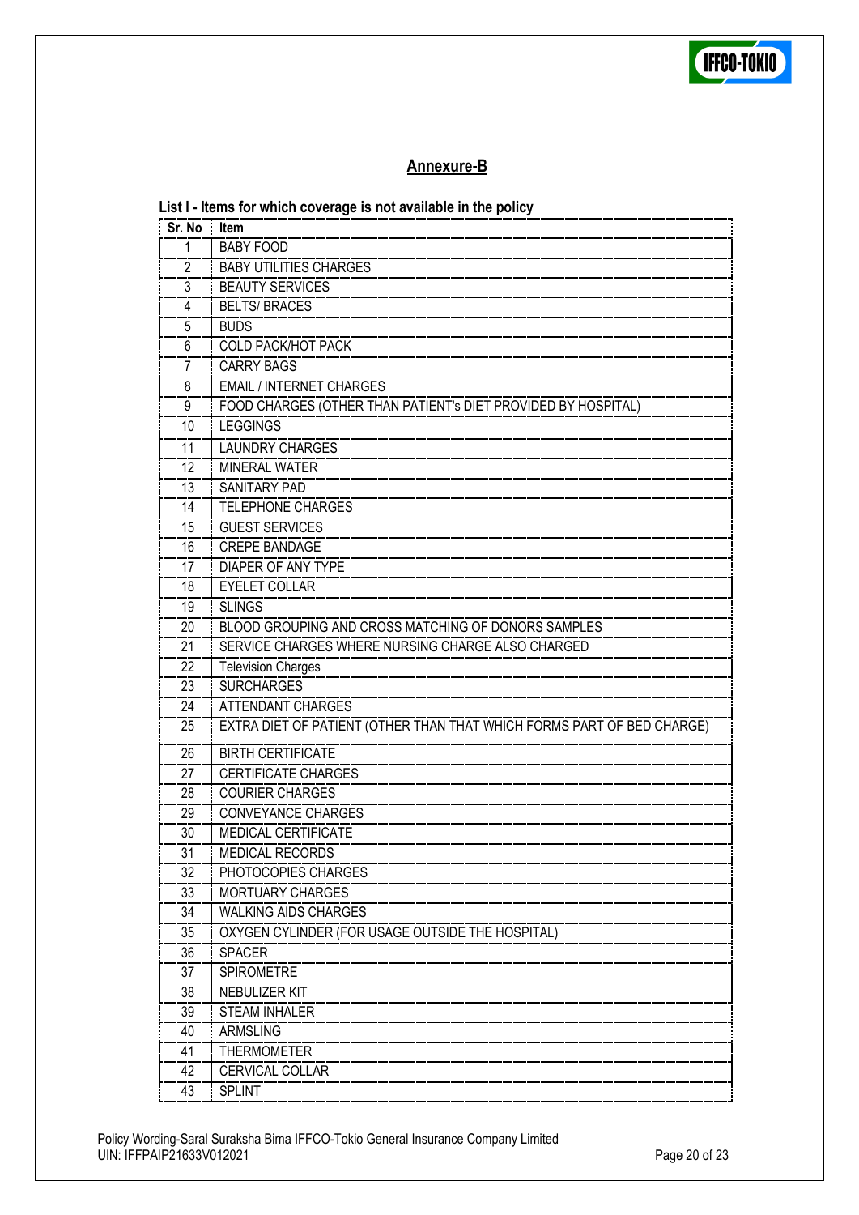## Annexure-B

**List I - Items for which coverage is not available in the policy**

| Sr. No | Item |
|---|---|
| 1 | BABY FOOD |
| 2 | BABY UTILITIES CHARGES |
| 3 | BEAUTY SERVICES |
| 4 | BELTS/ BRACES |
| 5 | BUDS |
| 6 | COLD PACK/HOT PACK |
| 7 | CARRY BAGS |
| 8 | EMAIL / INTERNET CHARGES |
| 9 | FOOD CHARGES (OTHER THAN PATIENT's DIET PROVIDED BY HOSPITAL) |
| 10 | LEGGINGS |
| 11 | LAUNDRY CHARGES |
| 12 | MINERAL WATER |
| 13 | SANITARY PAD |
| 14 | TELEPHONE CHARGES |
| 15 | GUEST SERVICES |
| 16 | CREPE BANDAGE |
| 17 | DIAPER OF ANY TYPE |
| 18 | EYELET COLLAR |
| 19 | SLINGS |
| 20 | BLOOD GROUPING AND CROSS MATCHING OF DONORS SAMPLES |
| 21 | SERVICE CHARGES WHERE NURSING CHARGE ALSO CHARGED |
| 22 | Television Charges |
| 23 | SURCHARGES |
| 24 | ATTENDANT CHARGES |
| 25 | EXTRA DIET OF PATIENT (OTHER THAN THAT WHICH FORMS PART OF BED CHARGE) |
| 26 | BIRTH CERTIFICATE |
| 27 | CERTIFICATE CHARGES |
| 28 | COURIER CHARGES |
| 29 | CONVEYANCE CHARGES |
| 30 | MEDICAL CERTIFICATE |
| 31 | MEDICAL RECORDS |
| 32 | PHOTOCOPIES CHARGES |
| 33 | MORTUARY CHARGES |
| 34 | WALKING AIDS CHARGES |
| 35 | OXYGEN CYLINDER (FOR USAGE OUTSIDE THE HOSPITAL) |
| 36 | SPACER |
| 37 | SPIROMETRE |
| 38 | NEBULIZER KIT |
| 39 | STEAM INHALER |
| 40 | ARMSLING |
| 41 | THERMOMETER |
| 42 | CERVICAL COLLAR |
| 43 | SPLINT |

Policy Wording-Saral Suraksha Bima IFFCO-Tokio General Insurance Company Limited
UIN: IFFPAIP21633V012021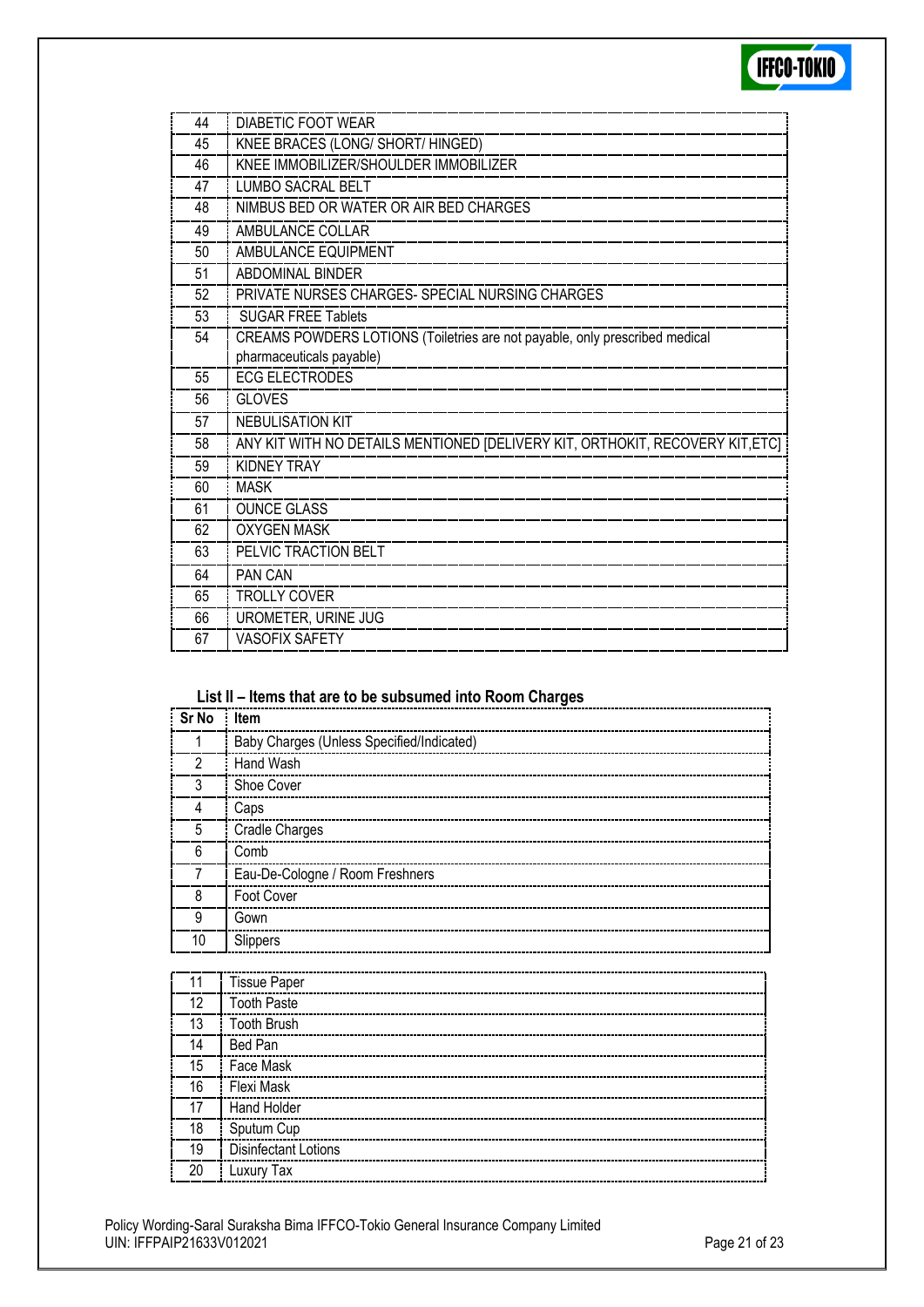| | |
|---|---|
| 44 | DIABETIC FOOT WEAR |
| 45 | KNEE BRACES (LONG/ SHORT/ HINGED) |
| 46 | KNEE IMMOBILIZER/SHOULDER IMMOBILIZER |
| 47 | LUMBO SACRAL BELT |
| 48 | NIMBUS BED OR WATER OR AIR BED CHARGES |
| 49 | AMBULANCE COLLAR |
| 50 | AMBULANCE EQUIPMENT |
| 51 | ABDOMINAL BINDER |
| 52 | PRIVATE NURSES CHARGES- SPECIAL NURSING CHARGES |
| 53 | SUGAR FREE Tablets |
| 54 | CREAMS POWDERS LOTIONS (Toiletries are not payable, only prescribed medical pharmaceuticals payable) |
| 55 | ECG ELECTRODES |
| 56 | GLOVES |
| 57 | NEBULISATION KIT |
| 58 | ANY KIT WITH NO DETAILS MENTIONED [DELIVERY KIT, ORTHOKIT, RECOVERY KIT,ETC] |
| 59 | KIDNEY TRAY |
| 60 | MASK |
| 61 | OUNCE GLASS |
| 62 | OXYGEN MASK |
| 63 | PELVIC TRACTION BELT |
| 64 | PAN CAN |
| 65 | TROLLY COVER |
| 66 | UROMETER, URINE JUG |
| 67 | VASOFIX SAFETY |

**List II – Items that are to be subsumed into Room Charges**

| Sr No | Item |
|---|---|
| 1 | Baby Charges (Unless Specified/Indicated) |
| 2 | Hand Wash |
| 3 | Shoe Cover |
| 4 | Caps |
| 5 | Cradle Charges |
| 6 | Comb |
| 7 | Eau-De-Cologne / Room Freshners |
| 8 | Foot Cover |
| 9 | Gown |
| 10 | Slippers |
| 11 | Tissue Paper |
| 12 | Tooth Paste |
| 13 | Tooth Brush |
| 14 | Bed Pan |
| 15 | Face Mask |
| 16 | Flexi Mask |
| 17 | Hand Holder |
| 18 | Sputum Cup |
| 19 | Disinfectant Lotions |
| 20 | Luxury Tax |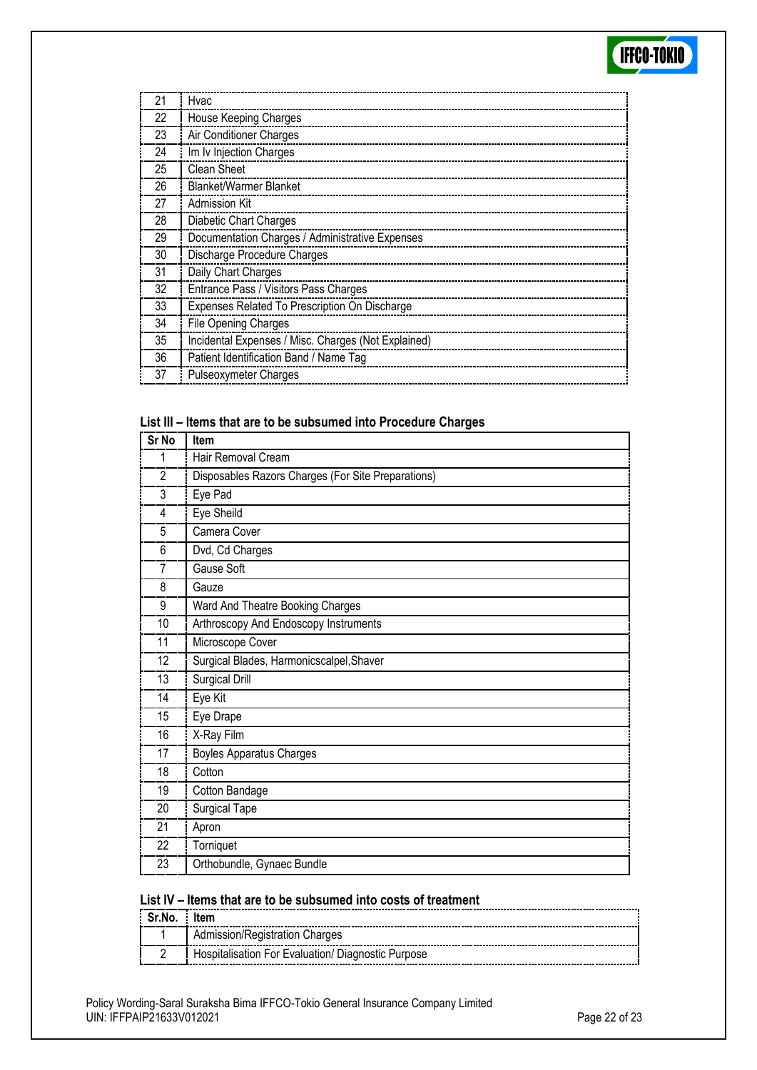| | |
|---|---|
| 21 | Hvac |
| 22 | House Keeping Charges |
| 23 | Air Conditioner Charges |
| 24 | Im Iv Injection Charges |
| 25 | Clean Sheet |
| 26 | Blanket/Warmer Blanket |
| 27 | Admission Kit |
| 28 | Diabetic Chart Charges |
| 29 | Documentation Charges / Administrative Expenses |
| 30 | Discharge Procedure Charges |
| 31 | Daily Chart Charges |
| 32 | Entrance Pass / Visitors Pass Charges |
| 33 | Expenses Related To Prescription On Discharge |
| 34 | File Opening Charges |
| 35 | Incidental Expenses / Misc. Charges (Not Explained) |
| 36 | Patient Identification Band / Name Tag |
| 37 | Pulseoxymeter Charges |

### List III – Items that are to be subsumed into Procedure Charges

| Sr No | Item |
|---|---|
| 1 | Hair Removal Cream |
| 2 | Disposables Razors Charges (For Site Preparations) |
| 3 | Eye Pad |
| 4 | Eye Sheild |
| 5 | Camera Cover |
| 6 | Dvd, Cd Charges |
| 7 | Gause Soft |
| 8 | Gauze |
| 9 | Ward And Theatre Booking Charges |
| 10 | Arthroscopy And Endoscopy Instruments |
| 11 | Microscope Cover |
| 12 | Surgical Blades, Harmonicscalpel,Shaver |
| 13 | Surgical Drill |
| 14 | Eye Kit |
| 15 | Eye Drape |
| 16 | X-Ray Film |
| 17 | Boyles Apparatus Charges |
| 18 | Cotton |
| 19 | Cotton Bandage |
| 20 | Surgical Tape |
| 21 | Apron |
| 22 | Torniquet |
| 23 | Orthobundle, Gynaec Bundle |

### List IV – Items that are to be subsumed into costs of treatment

| Sr.No. | Item |
|---|---|
| 1 | Admission/Registration Charges |
| 2 | Hospitalisation For Evaluation/ Diagnostic Purpose |

Policy Wording-Saral Suraksha Bima IFFCO-Tokio General Insurance Company Limited
UIN: IFFPAIP21633V012021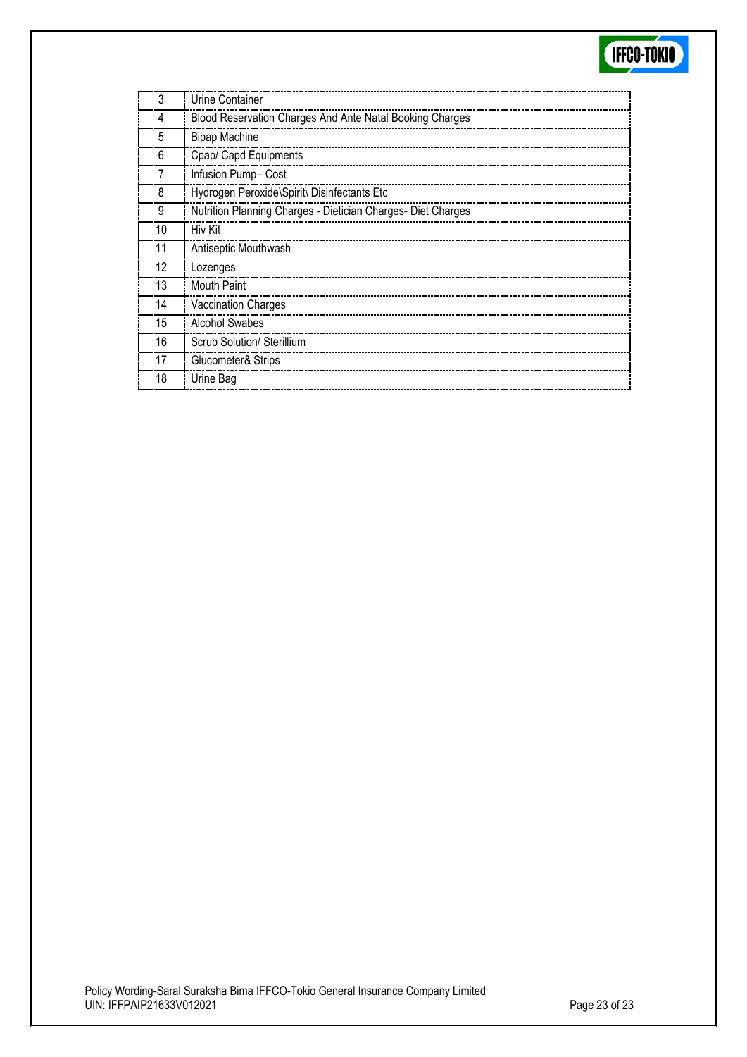| | |
|---|---|
| 3 | Urine Container |
| 4 | Blood Reservation Charges And Ante Natal Booking Charges |
| 5 | Bipap Machine |
| 6 | Cpap/ Capd Equipments |
| 7 | Infusion Pump– Cost |
| 8 | Hydrogen Peroxide\Spirit\ Disinfectants Etc |
| 9 | Nutrition Planning Charges - Dietician Charges- Diet Charges |
| 10 | Hiv Kit |
| 11 | Antiseptic Mouthwash |
| 12 | Lozenges |
| 13 | Mouth Paint |
| 14 | Vaccination Charges |
| 15 | Alcohol Swabes |
| 16 | Scrub Solution/ Sterillium |
| 17 | Glucometer& Strips |
| 18 | Urine Bag |